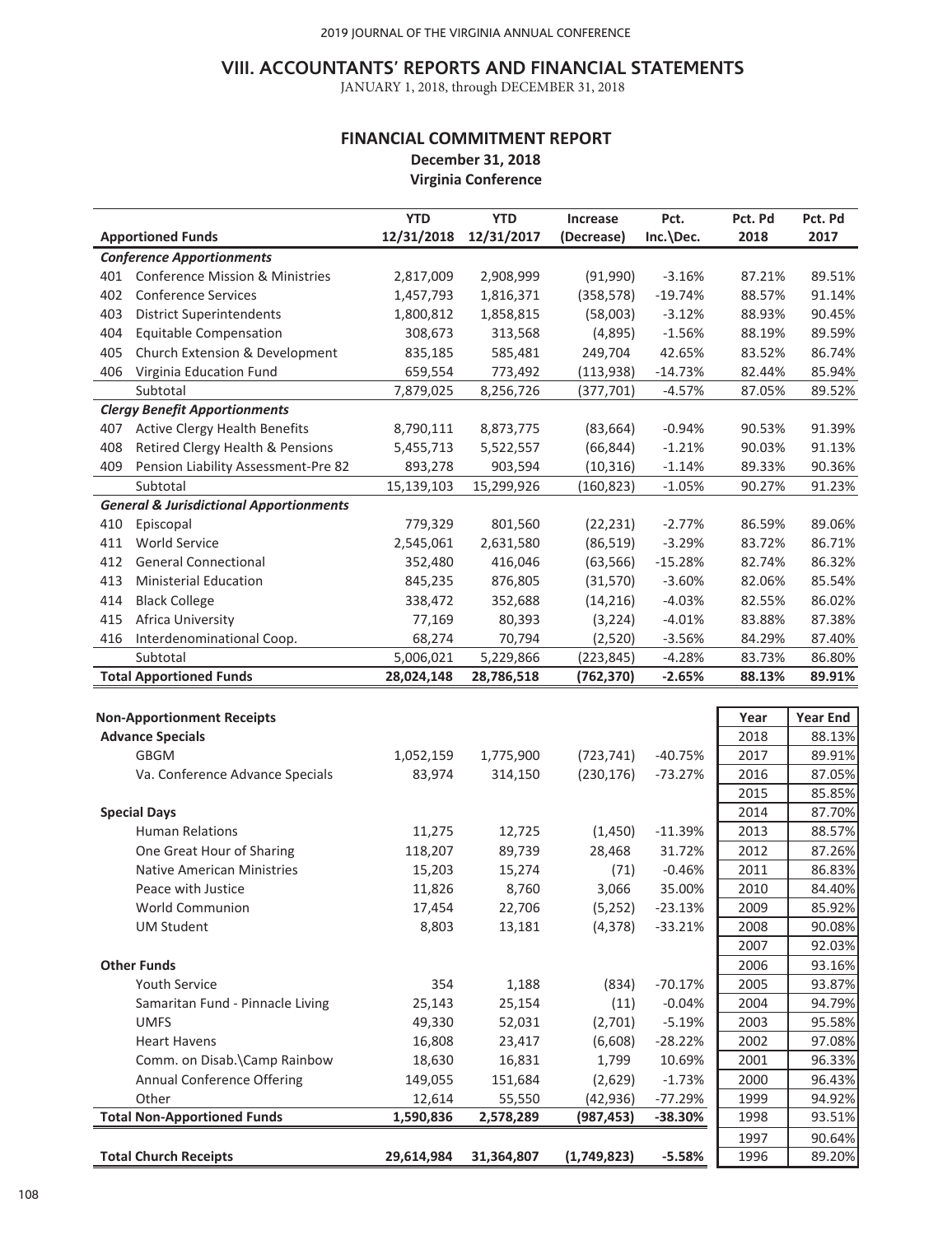## VIII. ACCOUNTANTS' REPORTS AND FINANCIAL STATEMENTS

JANUARY 1, 2018, through DECEMBER 31, 2018

### FINANCIAL COMMITMENT REPORT

**December 31, 2018**

**Virginia Conference**

| | Apportioned Funds | YTD 12/31/2018 | YTD 12/31/2017 | Increase (Decrease) | Pct. Inc.\Dec. | Pct. Pd 2018 | Pct. Pd 2017 |
|---|---|---|---|---|---|---|---|
| | ***Conference Apportionments*** | | | | | | |
| 401 | Conference Mission & Ministries | 2,817,009 | 2,908,999 | (91,990) | -3.16% | 87.21% | 89.51% |
| 402 | Conference Services | 1,457,793 | 1,816,371 | (358,578) | -19.74% | 88.57% | 91.14% |
| 403 | District Superintendents | 1,800,812 | 1,858,815 | (58,003) | -3.12% | 88.93% | 90.45% |
| 404 | Equitable Compensation | 308,673 | 313,568 | (4,895) | -1.56% | 88.19% | 89.59% |
| 405 | Church Extension & Development | 835,185 | 585,481 | 249,704 | 42.65% | 83.52% | 86.74% |
| 406 | Virginia Education Fund | 659,554 | 773,492 | (113,938) | -14.73% | 82.44% | 85.94% |
| | Subtotal | 7,879,025 | 8,256,726 | (377,701) | -4.57% | 87.05% | 89.52% |
| | ***Clergy Benefit Apportionments*** | | | | | | |
| 407 | Active Clergy Health Benefits | 8,790,111 | 8,873,775 | (83,664) | -0.94% | 90.53% | 91.39% |
| 408 | Retired Clergy Health & Pensions | 5,455,713 | 5,522,557 | (66,844) | -1.21% | 90.03% | 91.13% |
| 409 | Pension Liability Assessment-Pre 82 | 893,278 | 903,594 | (10,316) | -1.14% | 89.33% | 90.36% |
| | Subtotal | 15,139,103 | 15,299,926 | (160,823) | -1.05% | 90.27% | 91.23% |
| | ***General & Jurisdictional Apportionments*** | | | | | | |
| 410 | Episcopal | 779,329 | 801,560 | (22,231) | -2.77% | 86.59% | 89.06% |
| 411 | World Service | 2,545,061 | 2,631,580 | (86,519) | -3.29% | 83.72% | 86.71% |
| 412 | General Connectional | 352,480 | 416,046 | (63,566) | -15.28% | 82.74% | 86.32% |
| 413 | Ministerial Education | 845,235 | 876,805 | (31,570) | -3.60% | 82.06% | 85.54% |
| 414 | Black College | 338,472 | 352,688 | (14,216) | -4.03% | 82.55% | 86.02% |
| 415 | Africa University | 77,169 | 80,393 | (3,224) | -4.01% | 83.88% | 87.38% |
| 416 | Interdenominational Coop. | 68,274 | 70,794 | (2,520) | -3.56% | 84.29% | 87.40% |
| | Subtotal | 5,006,021 | 5,229,866 | (223,845) | -4.28% | 83.73% | 86.80% |
| | **Total Apportioned Funds** | **28,024,148** | **28,786,518** | **(762,370)** | **-2.65%** | **88.13%** | **89.91%** |

| Non-Apportionment Receipts | YTD 12/31/2018 | YTD 12/31/2017 | Increase (Decrease) | Pct. Inc.\Dec. |
|---|---|---|---|---|
| **Advance Specials** | | | | |
| GBGM | 1,052,159 | 1,775,900 | (723,741) | -40.75% |
| Va. Conference Advance Specials | 83,974 | 314,150 | (230,176) | -73.27% |
| **Special Days** | | | | |
| Human Relations | 11,275 | 12,725 | (1,450) | -11.39% |
| One Great Hour of Sharing | 118,207 | 89,739 | 28,468 | 31.72% |
| Native American Ministries | 15,203 | 15,274 | (71) | -0.46% |
| Peace with Justice | 11,826 | 8,760 | 3,066 | 35.00% |
| World Communion | 17,454 | 22,706 | (5,252) | -23.13% |
| UM Student | 8,803 | 13,181 | (4,378) | -33.21% |
| **Other Funds** | | | | |
| Youth Service | 354 | 1,188 | (834) | -70.17% |
| Samaritan Fund - Pinnacle Living | 25,143 | 25,154 | (11) | -0.04% |
| UMFS | 49,330 | 52,031 | (2,701) | -5.19% |
| Heart Havens | 16,808 | 23,417 | (6,608) | -28.22% |
| Comm. on Disab.\Camp Rainbow | 18,630 | 16,831 | 1,799 | 10.69% |
| Annual Conference Offering | 149,055 | 151,684 | (2,629) | -1.73% |
| Other | 12,614 | 55,550 | (42,936) | -77.29% |
| **Total Non-Apportioned Funds** | **1,590,836** | **2,578,289** | **(987,453)** | **-38.30%** |
| **Total Church Receipts** | **29,614,984** | **31,364,807** | **(1,749,823)** | **-5.58%** |

| Year | Year End |
|---|---|
| 2018 | 88.13% |
| 2017 | 89.91% |
| 2016 | 87.05% |
| 2015 | 85.85% |
| 2014 | 87.70% |
| 2013 | 88.57% |
| 2012 | 87.26% |
| 2011 | 86.83% |
| 2010 | 84.40% |
| 2009 | 85.92% |
| 2008 | 90.08% |
| 2007 | 92.03% |
| 2006 | 93.16% |
| 2005 | 93.87% |
| 2004 | 94.79% |
| 2003 | 95.58% |
| 2002 | 97.08% |
| 2001 | 96.33% |
| 2000 | 96.43% |
| 1999 | 94.92% |
| 1998 | 93.51% |
| 1997 | 90.64% |
| 1996 | 89.20% |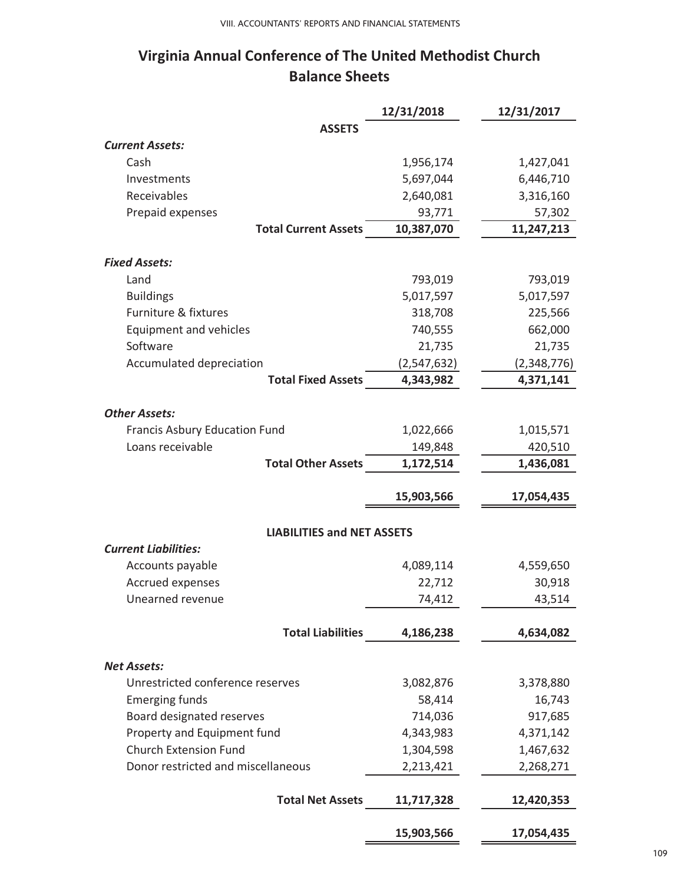# Virginia Annual Conference of The United Methodist Church
## Balance Sheets

| | 12/31/2018 | 12/31/2017 |
|---|---|---|
| **ASSETS** | | |
| ***Current Assets:*** | | |
| Cash | 1,956,174 | 1,427,041 |
| Investments | 5,697,044 | 6,446,710 |
| Receivables | 2,640,081 | 3,316,160 |
| Prepaid expenses | 93,771 | 57,302 |
| **Total Current Assets** | **10,387,070** | **11,247,213** |
| ***Fixed Assets:*** | | |
| Land | 793,019 | 793,019 |
| Buildings | 5,017,597 | 5,017,597 |
| Furniture & fixtures | 318,708 | 225,566 |
| Equipment and vehicles | 740,555 | 662,000 |
| Software | 21,735 | 21,735 |
| Accumulated depreciation | (2,547,632) | (2,348,776) |
| **Total Fixed Assets** | **4,343,982** | **4,371,141** |
| ***Other Assets:*** | | |
| Francis Asbury Education Fund | 1,022,666 | 1,015,571 |
| Loans receivable | 149,848 | 420,510 |
| **Total Other Assets** | **1,172,514** | **1,436,081** |
| | **15,903,566** | **17,054,435** |
| **LIABILITIES and NET ASSETS** | | |
| ***Current Liabilities:*** | | |
| Accounts payable | 4,089,114 | 4,559,650 |
| Accrued expenses | 22,712 | 30,918 |
| Unearned revenue | 74,412 | 43,514 |
| **Total Liabilities** | **4,186,238** | **4,634,082** |
| ***Net Assets:*** | | |
| Unrestricted conference reserves | 3,082,876 | 3,378,880 |
| Emerging funds | 58,414 | 16,743 |
| Board designated reserves | 714,036 | 917,685 |
| Property and Equipment fund | 4,343,983 | 4,371,142 |
| Church Extension Fund | 1,304,598 | 1,467,632 |
| Donor restricted and miscellaneous | 2,213,421 | 2,268,271 |
| **Total Net Assets** | **11,717,328** | **12,420,353** |
| | **15,903,566** | **17,054,435** |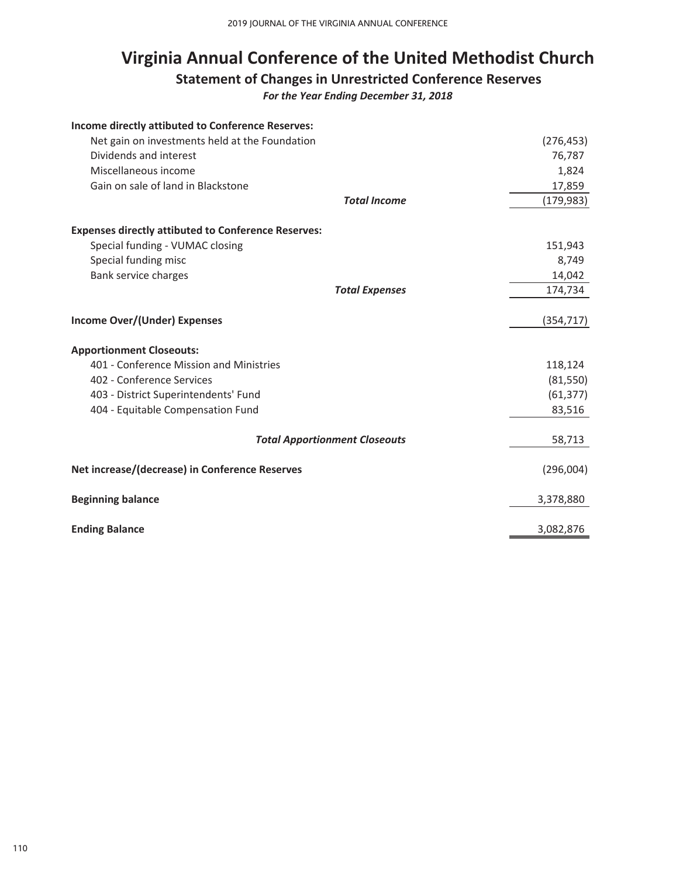# Virginia Annual Conference of the United Methodist Church

## Statement of Changes in Unrestricted Conference Reserves

*For the Year Ending December 31, 2018*

| | |
|---|---:|
| **Income directly attibuted to Conference Reserves:** | |
| Net gain on investments held at the Foundation | (276,453) |
| Dividends and interest | 76,787 |
| Miscellaneous income | 1,824 |
| Gain on sale of land in Blackstone | 17,859 |
| ***Total Income*** | (179,983) |
| **Expenses directly attibuted to Conference Reserves:** | |
| Special funding - VUMAC closing | 151,943 |
| Special funding misc | 8,749 |
| Bank service charges | 14,042 |
| ***Total Expenses*** | 174,734 |
| **Income Over/(Under) Expenses** | (354,717) |
| **Apportionment Closeouts:** | |
| 401 - Conference Mission and Ministries | 118,124 |
| 402 - Conference Services | (81,550) |
| 403 - District Superintendents' Fund | (61,377) |
| 404 - Equitable Compensation Fund | 83,516 |
| ***Total Apportionment Closeouts*** | 58,713 |
| **Net increase/(decrease) in Conference Reserves** | (296,004) |
| **Beginning balance** | 3,378,880 |
| **Ending Balance** | 3,082,876 |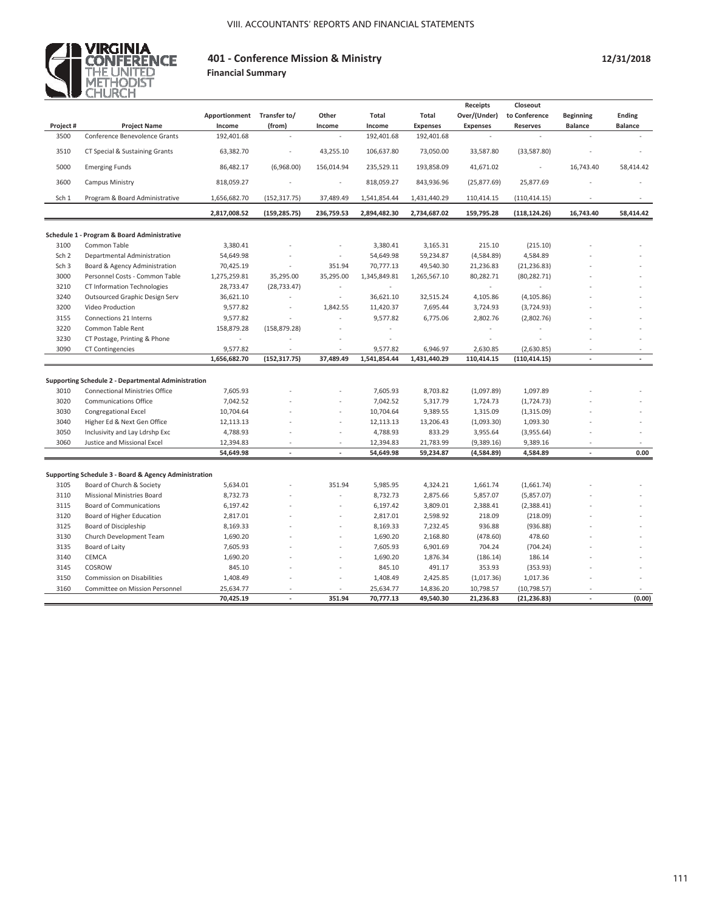## 401 - Conference Mission & Ministry

**Financial Summary**

**12/31/2018**

| Project # | Project Name | Apportionment Income | Transfer to/ (from) | Other Income | Total Income | Total Expenses | Receipts Over/(Under) Expenses | Closeout to Conference Reserves | Beginning Balance | Ending Balance |
|---|---|---|---|---|---|---|---|---|---|---|
| 3500 | Conference Benevolence Grants | 192,401.68 | - | - | 192,401.68 | 192,401.68 | - | - | - | - |
| 3510 | CT Special & Sustaining Grants | 63,382.70 | - | 43,255.10 | 106,637.80 | 73,050.00 | 33,587.80 | (33,587.80) | - | - |
| 5000 | Emerging Funds | 86,482.17 | (6,968.00) | 156,014.94 | 235,529.11 | 193,858.09 | 41,671.02 | - | 16,743.40 | 58,414.42 |
| 3600 | Campus Ministry | 818,059.27 | - | - | 818,059.27 | 843,936.96 | (25,877.69) | 25,877.69 | - | - |
| Sch 1 | Program & Board Administrative | 1,656,682.70 | (152,317.75) | 37,489.49 | 1,541,854.44 | 1,431,440.29 | 110,414.15 | (110,414.15) | - | - |
| | | **2,817,008.52** | **(159,285.75)** | **236,759.53** | **2,894,482.30** | **2,734,687.02** | **159,795.28** | **(118,124.26)** | **16,743.40** | **58,414.42** |

**Schedule 1 - Program & Board Administrative**

| Project # | Project Name | Apportionment Income | Transfer to/ (from) | Other Income | Total Income | Total Expenses | Receipts Over/(Under) Expenses | Closeout to Conference Reserves | Beginning Balance | Ending Balance |
|---|---|---|---|---|---|---|---|---|---|---|
| 3100 | Common Table | 3,380.41 | - | - | 3,380.41 | 3,165.31 | 215.10 | (215.10) | - | - |
| Sch 2 | Departmental Administration | 54,649.98 | - | - | 54,649.98 | 59,234.87 | (4,584.89) | 4,584.89 | - | - |
| Sch 3 | Board & Agency Administration | 70,425.19 | - | 351.94 | 70,777.13 | 49,540.30 | 21,236.83 | (21,236.83) | - | - |
| 3000 | Personnel Costs - Common Table | 1,275,259.81 | 35,295.00 | 35,295.00 | 1,345,849.81 | 1,265,567.10 | 80,282.71 | (80,282.71) | - | - |
| 3210 | CT Information Technologies | 28,733.47 | (28,733.47) | - | - | - | - | - | - | - |
| 3240 | Outsourced Graphic Design Serv | 36,621.10 | - | - | 36,621.10 | 32,515.24 | 4,105.86 | (4,105.86) | - | - |
| 3200 | Video Production | 9,577.82 | - | 1,842.55 | 11,420.37 | 7,695.44 | 3,724.93 | (3,724.93) | - | - |
| 3155 | Connections 21 Interns | 9,577.82 | - | - | 9,577.82 | 6,775.06 | 2,802.76 | (2,802.76) | - | - |
| 3220 | Common Table Rent | 158,879.28 | (158,879.28) | - | - | | - | - | - | - |
| 3230 | CT Postage, Printing & Phone | - | - | - | - | | - | - | - | - |
| 3090 | CT Contingencies | 9,577.82 | - | - | 9,577.82 | 6,946.97 | 2,630.85 | (2,630.85) | - | - |
| | | **1,656,682.70** | **(152,317.75)** | **37,489.49** | **1,541,854.44** | **1,431,440.29** | **110,414.15** | **(110,414.15)** | **-** | **-** |

**Supporting Schedule 2 - Departmental Administration**

| Project # | Project Name | Apportionment Income | Transfer to/ (from) | Other Income | Total Income | Total Expenses | Receipts Over/(Under) Expenses | Closeout to Conference Reserves | Beginning Balance | Ending Balance |
|---|---|---|---|---|---|---|---|---|---|---|
| 3010 | Connectional Ministries Office | 7,605.93 | - | - | 7,605.93 | 8,703.82 | (1,097.89) | 1,097.89 | - | - |
| 3020 | Communications Office | 7,042.52 | - | - | 7,042.52 | 5,317.79 | 1,724.73 | (1,724.73) | - | - |
| 3030 | Congregational Excel | 10,704.64 | - | - | 10,704.64 | 9,389.55 | 1,315.09 | (1,315.09) | - | - |
| 3040 | Higher Ed & Next Gen Office | 12,113.13 | - | - | 12,113.13 | 13,206.43 | (1,093.30) | 1,093.30 | - | - |
| 3050 | Inclusivity and Lay Ldrshp Exc | 4,788.93 | - | - | 4,788.93 | 833.29 | 3,955.64 | (3,955.64) | - | - |
| 3060 | Justice and Missional Excel | 12,394.83 | - | - | 12,394.83 | 21,783.99 | (9,389.16) | 9,389.16 | - | - |
| | | **54,649.98** | **-** | **-** | **54,649.98** | **59,234.87** | **(4,584.89)** | **4,584.89** | **-** | **0.00** |

**Supporting Schedule 3 - Board & Agency Administration**

| Project # | Project Name | Apportionment Income | Transfer to/ (from) | Other Income | Total Income | Total Expenses | Receipts Over/(Under) Expenses | Closeout to Conference Reserves | Beginning Balance | Ending Balance |
|---|---|---|---|---|---|---|---|---|---|---|
| 3105 | Board of Church & Society | 5,634.01 | - | 351.94 | 5,985.95 | 4,324.21 | 1,661.74 | (1,661.74) | - | - |
| 3110 | Missional Ministries Board | 8,732.73 | - | - | 8,732.73 | 2,875.66 | 5,857.07 | (5,857.07) | - | - |
| 3115 | Board of Communications | 6,197.42 | - | - | 6,197.42 | 3,809.01 | 2,388.41 | (2,388.41) | - | - |
| 3120 | Board of Higher Education | 2,817.01 | - | - | 2,817.01 | 2,598.92 | 218.09 | (218.09) | - | - |
| 3125 | Board of Discipleship | 8,169.33 | - | - | 8,169.33 | 7,232.45 | 936.88 | (936.88) | - | - |
| 3130 | Church Development Team | 1,690.20 | - | - | 1,690.20 | 2,168.80 | (478.60) | 478.60 | - | - |
| 3135 | Board of Laity | 7,605.93 | - | - | 7,605.93 | 6,901.69 | 704.24 | (704.24) | - | - |
| 3140 | CEMCA | 1,690.20 | - | - | 1,690.20 | 1,876.34 | (186.14) | 186.14 | - | - |
| 3145 | COSROW | 845.10 | - | - | 845.10 | 491.17 | 353.93 | (353.93) | - | - |
| 3150 | Commission on Disabilities | 1,408.49 | - | - | 1,408.49 | 2,425.85 | (1,017.36) | 1,017.36 | - | - |
| 3160 | Committee on Mission Personnel | 25,634.77 | - | - | 25,634.77 | 14,836.20 | 10,798.57 | (10,798.57) | - | - |
| | | **70,425.19** | **-** | **351.94** | **70,777.13** | **49,540.30** | **21,236.83** | **(21,236.83)** | **-** | **(0.00)** |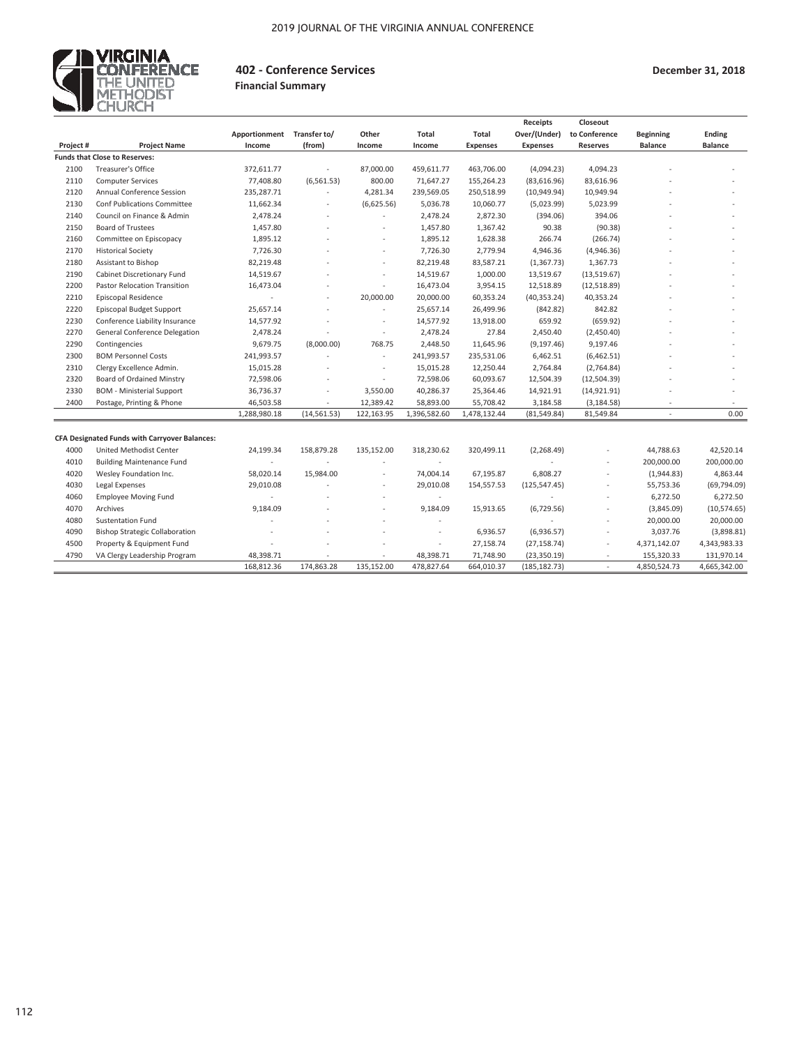# 402 - Conference Services

**Financial Summary**

**December 31, 2018**

| Project # | Project Name | Apportionment Income | Transfer to/ (from) | Other Income | Total Income | Total Expenses | Receipts Over/(Under) Expenses | Closeout to Conference Reserves | Beginning Balance | Ending Balance |
|---|---|---|---|---|---|---|---|---|---|---|
| **Funds that Close to Reserves:** | | | | | | | | | | |
| 2100 | Treasurer's Office | 372,611.77 | - | 87,000.00 | 459,611.77 | 463,706.00 | (4,094.23) | 4,094.23 | - | - |
| 2110 | Computer Services | 77,408.80 | (6,561.53) | 800.00 | 71,647.27 | 155,264.23 | (83,616.96) | 83,616.96 | - | - |
| 2120 | Annual Conference Session | 235,287.71 | - | 4,281.34 | 239,569.05 | 250,518.99 | (10,949.94) | 10,949.94 | - | - |
| 2130 | Conf Publications Committee | 11,662.34 | - | (6,625.56) | 5,036.78 | 10,060.77 | (5,023.99) | 5,023.99 | - | - |
| 2140 | Council on Finance & Admin | 2,478.24 | - | - | 2,478.24 | 2,872.30 | (394.06) | 394.06 | - | - |
| 2150 | Board of Trustees | 1,457.80 | - | - | 1,457.80 | 1,367.42 | 90.38 | (90.38) | - | - |
| 2160 | Committee on Episcopacy | 1,895.12 | - | - | 1,895.12 | 1,628.38 | 266.74 | (266.74) | - | - |
| 2170 | Historical Society | 7,726.30 | - | - | 7,726.30 | 2,779.94 | 4,946.36 | (4,946.36) | - | - |
| 2180 | Assistant to Bishop | 82,219.48 | - | - | 82,219.48 | 83,587.21 | (1,367.73) | 1,367.73 | - | - |
| 2190 | Cabinet Discretionary Fund | 14,519.67 | - | - | 14,519.67 | 1,000.00 | 13,519.67 | (13,519.67) | - | - |
| 2200 | Pastor Relocation Transition | 16,473.04 | - | - | 16,473.04 | 3,954.15 | 12,518.89 | (12,518.89) | - | - |
| 2210 | Episcopal Residence | - | - | 20,000.00 | 20,000.00 | 60,353.24 | (40,353.24) | 40,353.24 | - | - |
| 2220 | Episcopal Budget Support | 25,657.14 | - | - | 25,657.14 | 26,499.96 | (842.82) | 842.82 | - | - |
| 2230 | Conference Liability Insurance | 14,577.92 | - | - | 14,577.92 | 13,918.00 | 659.92 | (659.92) | - | - |
| 2270 | General Conference Delegation | 2,478.24 | - | - | 2,478.24 | 27.84 | 2,450.40 | (2,450.40) | - | - |
| 2290 | Contingencies | 9,679.75 | (8,000.00) | 768.75 | 2,448.50 | 11,645.96 | (9,197.46) | 9,197.46 | - | - |
| 2300 | BOM Personnel Costs | 241,993.57 | - | - | 241,993.57 | 235,531.06 | 6,462.51 | (6,462.51) | - | - |
| 2310 | Clergy Excellence Admin. | 15,015.28 | - | - | 15,015.28 | 12,250.44 | 2,764.84 | (2,764.84) | - | - |
| 2320 | Board of Ordained Minstry | 72,598.06 | - | - | 72,598.06 | 60,093.67 | 12,504.39 | (12,504.39) | - | - |
| 2330 | BOM - Ministerial Support | 36,736.37 | - | 3,550.00 | 40,286.37 | 25,364.46 | 14,921.91 | (14,921.91) | - | - |
| 2400 | Postage, Printing & Phone | 46,503.58 | - | 12,389.42 | 58,893.00 | 55,708.42 | 3,184.58 | (3,184.58) | - | - |
| | | 1,288,980.18 | (14,561.53) | 122,163.95 | 1,396,582.60 | 1,478,132.44 | (81,549.84) | 81,549.84 | - | 0.00 |
| **CFA Designated Funds with Carryover Balances:** | | | | | | | | | | |
| 4000 | United Methodist Center | 24,199.34 | 158,879.28 | 135,152.00 | 318,230.62 | 320,499.11 | (2,268.49) | - | 44,788.63 | 42,520.14 |
| 4010 | Building Maintenance Fund | - | - | - | - | | - | - | 200,000.00 | 200,000.00 |
| 4020 | Wesley Foundation Inc. | 58,020.14 | 15,984.00 | - | 74,004.14 | 67,195.87 | 6,808.27 | - | (1,944.83) | 4,863.44 |
| 4030 | Legal Expenses | 29,010.08 | - | - | 29,010.08 | 154,557.53 | (125,547.45) | - | 55,753.36 | (69,794.09) |
| 4060 | Employee Moving Fund | - | - | - | - | | - | - | 6,272.50 | 6,272.50 |
| 4070 | Archives | 9,184.09 | - | - | 9,184.09 | 15,913.65 | (6,729.56) | - | (3,845.09) | (10,574.65) |
| 4080 | Sustentation Fund | - | - | - | - | | - | - | 20,000.00 | 20,000.00 |
| 4090 | Bishop Strategic Collaboration | - | - | - | - | 6,936.57 | (6,936.57) | - | 3,037.76 | (3,898.81) |
| 4500 | Property & Equipment Fund | - | - | - | - | 27,158.74 | (27,158.74) | - | 4,371,142.07 | 4,343,983.33 |
| 4790 | VA Clergy Leadership Program | 48,398.71 | - | - | 48,398.71 | 71,748.90 | (23,350.19) | - | 155,320.33 | 131,970.14 |
| | | 168,812.36 | 174,863.28 | 135,152.00 | 478,827.64 | 664,010.37 | (185,182.73) | - | 4,850,524.73 | 4,665,342.00 |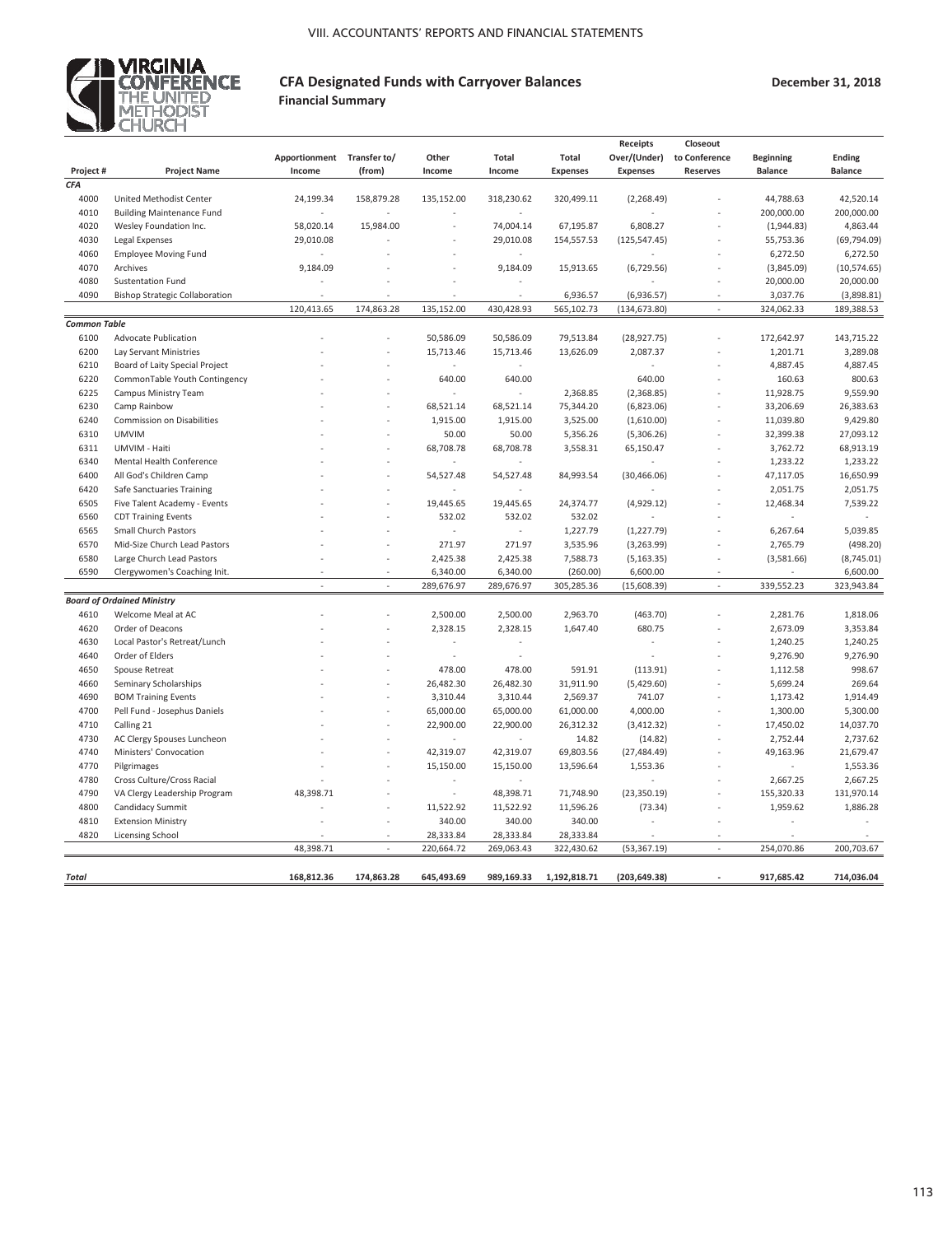## CFA Designated Funds with Carryover Balances

**Financial Summary**

**December 31, 2018**

| Project # | Project Name | Apportionment Income | Transfer to/ (from) | Other Income | Total Income | Total Expenses | Receipts Over/(Under) Expenses | Closeout to Conference Reserves | Beginning Balance | Ending Balance |
|---|---|---|---|---|---|---|---|---|---|---|
| ***CFA*** | | | | | | | | | | |
| 4000 | United Methodist Center | 24,199.34 | 158,879.28 | 135,152.00 | 318,230.62 | 320,499.11 | (2,268.49) | - | 44,788.63 | 42,520.14 |
| 4010 | Building Maintenance Fund | - | - | - | - | | - | - | 200,000.00 | 200,000.00 |
| 4020 | Wesley Foundation Inc. | 58,020.14 | 15,984.00 | - | 74,004.14 | 67,195.87 | 6,808.27 | - | (1,944.83) | 4,863.44 |
| 4030 | Legal Expenses | 29,010.08 | - | - | 29,010.08 | 154,557.53 | (125,547.45) | - | 55,753.36 | (69,794.09) |
| 4060 | Employee Moving Fund | - | - | - | - | | - | - | 6,272.50 | 6,272.50 |
| 4070 | Archives | 9,184.09 | - | - | 9,184.09 | 15,913.65 | (6,729.56) | - | (3,845.09) | (10,574.65) |
| 4080 | Sustentation Fund | - | - | - | - | | - | - | 20,000.00 | 20,000.00 |
| 4090 | Bishop Strategic Collaboration | - | - | - | - | 6,936.57 | (6,936.57) | - | 3,037.76 | (3,898.81) |
| | | 120,413.65 | 174,863.28 | 135,152.00 | 430,428.93 | 565,102.73 | (134,673.80) | - | 324,062.33 | 189,388.53 |
| ***Common Table*** | | | | | | | | | | |
| 6100 | Advocate Publication | - | - | 50,586.09 | 50,586.09 | 79,513.84 | (28,927.75) | - | 172,642.97 | 143,715.22 |
| 6200 | Lay Servant Ministries | - | - | 15,713.46 | 15,713.46 | 13,626.09 | 2,087.37 | - | 1,201.71 | 3,289.08 |
| 6210 | Board of Laity Special Project | - | - | - | - | | - | - | 4,887.45 | 4,887.45 |
| 6220 | CommonTable Youth Contingency | - | - | 640.00 | 640.00 | | 640.00 | - | 160.63 | 800.63 |
| 6225 | Campus Ministry Team | - | - | - | - | 2,368.85 | (2,368.85) | - | 11,928.75 | 9,559.90 |
| 6230 | Camp Rainbow | - | - | 68,521.14 | 68,521.14 | 75,344.20 | (6,823.06) | - | 33,206.69 | 26,383.63 |
| 6240 | Commission on Disabilities | - | - | 1,915.00 | 1,915.00 | 3,525.00 | (1,610.00) | - | 11,039.80 | 9,429.80 |
| 6310 | UMVIM | - | - | 50.00 | 50.00 | 5,356.26 | (5,306.26) | - | 32,399.38 | 27,093.12 |
| 6311 | UMVIM - Haiti | - | - | 68,708.78 | 68,708.78 | 3,558.31 | 65,150.47 | - | 3,762.72 | 68,913.19 |
| 6340 | Mental Health Conference | - | - | - | - | | - | - | 1,233.22 | 1,233.22 |
| 6400 | All God's Children Camp | - | - | 54,527.48 | 54,527.48 | 84,993.54 | (30,466.06) | - | 47,117.05 | 16,650.99 |
| 6420 | Safe Sanctuaries Training | - | - | - | - | | - | - | 2,051.75 | 2,051.75 |
| 6505 | Five Talent Academy - Events | - | - | 19,445.65 | 19,445.65 | 24,374.77 | (4,929.12) | - | 12,468.34 | 7,539.22 |
| 6560 | CDT Training Events | - | - | 532.02 | 532.02 | 532.02 | - | - | - | - |
| 6565 | Small Church Pastors | - | - | - | - | 1,227.79 | (1,227.79) | - | 6,267.64 | 5,039.85 |
| 6570 | Mid-Size Church Lead Pastors | - | - | 271.97 | 271.97 | 3,535.96 | (3,263.99) | - | 2,765.79 | (498.20) |
| 6580 | Large Church Lead Pastors | - | - | 2,425.38 | 2,425.38 | 7,588.73 | (5,163.35) | - | (3,581.66) | (8,745.01) |
| 6590 | Clergywomen's Coaching Init. | - | - | 6,340.00 | 6,340.00 | (260.00) | 6,600.00 | - | - | 6,600.00 |
| | | - | - | 289,676.97 | 289,676.97 | 305,285.36 | (15,608.39) | - | 339,552.23 | 323,943.84 |
| ***Board of Ordained Ministry*** | | | | | | | | | | |
| 4610 | Welcome Meal at AC | - | - | 2,500.00 | 2,500.00 | 2,963.70 | (463.70) | - | 2,281.76 | 1,818.06 |
| 4620 | Order of Deacons | - | - | 2,328.15 | 2,328.15 | 1,647.40 | 680.75 | - | 2,673.09 | 3,353.84 |
| 4630 | Local Pastor's Retreat/Lunch | - | - | - | - | | - | - | 1,240.25 | 1,240.25 |
| 4640 | Order of Elders | - | - | - | - | | - | - | 9,276.90 | 9,276.90 |
| 4650 | Spouse Retreat | - | - | 478.00 | 478.00 | 591.91 | (113.91) | - | 1,112.58 | 998.67 |
| 4660 | Seminary Scholarships | - | - | 26,482.30 | 26,482.30 | 31,911.90 | (5,429.60) | - | 5,699.24 | 269.64 |
| 4690 | BOM Training Events | - | - | 3,310.44 | 3,310.44 | 2,569.37 | 741.07 | - | 1,173.42 | 1,914.49 |
| 4700 | Pell Fund - Josephus Daniels | - | - | 65,000.00 | 65,000.00 | 61,000.00 | 4,000.00 | - | 1,300.00 | 5,300.00 |
| 4710 | Calling 21 | - | - | 22,900.00 | 22,900.00 | 26,312.32 | (3,412.32) | - | 17,450.02 | 14,037.70 |
| 4730 | AC Clergy Spouses Luncheon | - | - | - | - | 14.82 | (14.82) | - | 2,752.44 | 2,737.62 |
| 4740 | Ministers' Convocation | - | - | 42,319.07 | 42,319.07 | 69,803.56 | (27,484.49) | - | 49,163.96 | 21,679.47 |
| 4770 | Pilgrimages | - | - | 15,150.00 | 15,150.00 | 13,596.64 | 1,553.36 | - | - | 1,553.36 |
| 4780 | Cross Culture/Cross Racial | - | - | - | - | | - | - | 2,667.25 | 2,667.25 |
| 4790 | VA Clergy Leadership Program | 48,398.71 | - | - | 48,398.71 | 71,748.90 | (23,350.19) | - | 155,320.33 | 131,970.14 |
| 4800 | Candidacy Summit | - | - | 11,522.92 | 11,522.92 | 11,596.26 | (73.34) | - | 1,959.62 | 1,886.28 |
| 4810 | Extension Ministry | - | - | 340.00 | 340.00 | 340.00 | - | - | - | - |
| 4820 | Licensing School | - | - | 28,333.84 | 28,333.84 | 28,333.84 | - | - | - | - |
| | | 48,398.71 | - | 220,664.72 | 269,063.43 | 322,430.62 | (53,367.19) | - | 254,070.86 | 200,703.67 |
| ***Total*** | | **168,812.36** | **174,863.28** | **645,493.69** | **989,169.33** | **1,192,818.71** | **(203,649.38)** | **-** | **917,685.42** | **714,036.04** |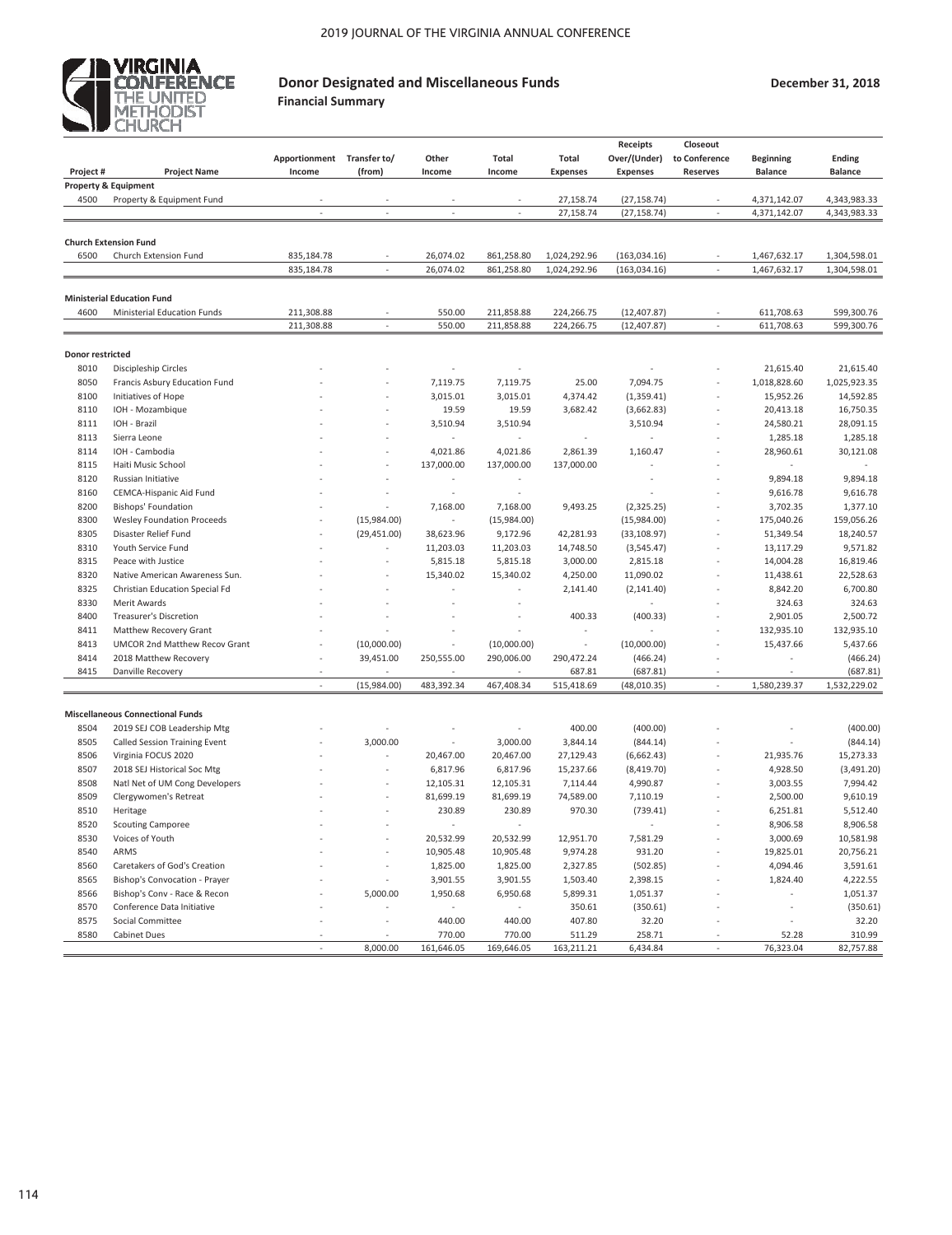## Donor Designated and Miscellaneous Funds

**Financial Summary**

**December 31, 2018**

| Project # | Project Name | Apportionment Income | Transfer to/ (from) | Other Income | Total Income | Total Expenses | Receipts Over/(Under) Expenses | Closeout to Conference Reserves | Beginning Balance | Ending Balance |
|---|---|---|---|---|---|---|---|---|---|---|
| **Property & Equipment** | | | | | | | | | | |
| 4500 | Property & Equipment Fund | - | - | - | - | 27,158.74 | (27,158.74) | - | 4,371,142.07 | 4,343,983.33 |
| | | - | - | - | - | 27,158.74 | (27,158.74) | - | 4,371,142.07 | 4,343,983.33 |
| **Church Extension Fund** | | | | | | | | | | |
| 6500 | Church Extension Fund | 835,184.78 | - | 26,074.02 | 861,258.80 | 1,024,292.96 | (163,034.16) | - | 1,467,632.17 | 1,304,598.01 |
| | | 835,184.78 | - | 26,074.02 | 861,258.80 | 1,024,292.96 | (163,034.16) | - | 1,467,632.17 | 1,304,598.01 |
| **Ministerial Education Fund** | | | | | | | | | | |
| 4600 | Ministerial Education Funds | 211,308.88 | - | 550.00 | 211,858.88 | 224,266.75 | (12,407.87) | - | 611,708.63 | 599,300.76 |
| | | 211,308.88 | - | 550.00 | 211,858.88 | 224,266.75 | (12,407.87) | - | 611,708.63 | 599,300.76 |
| **Donor restricted** | | | | | | | | | | |
| 8010 | Discipleship Circles | - | - | - | - | | - | - | 21,615.40 | 21,615.40 |
| 8050 | Francis Asbury Education Fund | - | - | 7,119.75 | 7,119.75 | 25.00 | 7,094.75 | - | 1,018,828.60 | 1,025,923.35 |
| 8100 | Initiatives of Hope | - | - | 3,015.01 | 3,015.01 | 4,374.42 | (1,359.41) | - | 15,952.26 | 14,592.85 |
| 8110 | IOH - Mozambique | - | - | 19.59 | 19.59 | 3,682.42 | (3,662.83) | - | 20,413.18 | 16,750.35 |
| 8111 | IOH - Brazil | - | - | 3,510.94 | 3,510.94 | | 3,510.94 | - | 24,580.21 | 28,091.15 |
| 8113 | Sierra Leone | - | - | - | - | - | - | - | 1,285.18 | 1,285.18 |
| 8114 | IOH - Cambodia | - | - | 4,021.86 | 4,021.86 | 2,861.39 | 1,160.47 | - | 28,960.61 | 30,121.08 |
| 8115 | Haiti Music School | - | - | 137,000.00 | 137,000.00 | 137,000.00 | - | - | - | - |
| 8120 | Russian Initiative | - | - | - | - | | - | - | 9,894.18 | 9,894.18 |
| 8160 | CEMCA-Hispanic Aid Fund | - | - | - | - | | - | - | 9,616.78 | 9,616.78 |
| 8200 | Bishops' Foundation | - | - | 7,168.00 | 7,168.00 | 9,493.25 | (2,325.25) | - | 3,702.35 | 1,377.10 |
| 8300 | Wesley Foundation Proceeds | - | (15,984.00) | - | (15,984.00) | | (15,984.00) | - | 175,040.26 | 159,056.26 |
| 8305 | Disaster Relief Fund | - | (29,451.00) | 38,623.96 | 9,172.96 | 42,281.93 | (33,108.97) | - | 51,349.54 | 18,240.57 |
| 8310 | Youth Service Fund | - | - | 11,203.03 | 11,203.03 | 14,748.50 | (3,545.47) | - | 13,117.29 | 9,571.82 |
| 8315 | Peace with Justice | - | - | 5,815.18 | 5,815.18 | 3,000.00 | 2,815.18 | - | 14,004.28 | 16,819.46 |
| 8320 | Native American Awareness Sun. | - | - | 15,340.02 | 15,340.02 | 4,250.00 | 11,090.02 | - | 11,438.61 | 22,528.63 |
| 8325 | Christian Education Special Fd | - | - | - | - | 2,141.40 | (2,141.40) | - | 8,842.20 | 6,700.80 |
| 8330 | Merit Awards | - | - | - | - | | - | - | 324.63 | 324.63 |
| 8400 | Treasurer's Discretion | - | - | - | - | 400.33 | (400.33) | - | 2,901.05 | 2,500.72 |
| 8411 | Matthew Recovery Grant | - | - | - | - | - | - | - | 132,935.10 | 132,935.10 |
| 8413 | UMCOR 2nd Matthew Recov Grant | - | (10,000.00) | - | (10,000.00) | - | (10,000.00) | - | 15,437.66 | 5,437.66 |
| 8414 | 2018 Matthew Recovery | - | 39,451.00 | 250,555.00 | 290,006.00 | 290,472.24 | (466.24) | - | - | (466.24) |
| 8415 | Danville Recovery | - | - | - | - | 687.81 | (687.81) | - | - | (687.81) |
| | | - | (15,984.00) | 483,392.34 | 467,408.34 | 515,418.69 | (48,010.35) | - | 1,580,239.37 | 1,532,229.02 |
| **Miscellaneous Connectional Funds** | | | | | | | | | | |
| 8504 | 2019 SEJ COB Leadership Mtg | - | - | - | - | 400.00 | (400.00) | - | - | (400.00) |
| 8505 | Called Session Training Event | - | 3,000.00 | - | 3,000.00 | 3,844.14 | (844.14) | - | - | (844.14) |
| 8506 | Virginia FOCUS 2020 | - | - | 20,467.00 | 20,467.00 | 27,129.43 | (6,662.43) | - | 21,935.76 | 15,273.33 |
| 8507 | 2018 SEJ Historical Soc Mtg | - | - | 6,817.96 | 6,817.96 | 15,237.66 | (8,419.70) | - | 4,928.50 | (3,491.20) |
| 8508 | Natl Net of UM Cong Developers | - | - | 12,105.31 | 12,105.31 | 7,114.44 | 4,990.87 | - | 3,003.55 | 7,994.42 |
| 8509 | Clergywomen's Retreat | - | - | 81,699.19 | 81,699.19 | 74,589.00 | 7,110.19 | - | 2,500.00 | 9,610.19 |
| 8510 | Heritage | - | - | 230.89 | 230.89 | 970.30 | (739.41) | - | 6,251.81 | 5,512.40 |
| 8520 | Scouting Camporee | - | - | - | - | | - | - | 8,906.58 | 8,906.58 |
| 8530 | Voices of Youth | - | - | 20,532.99 | 20,532.99 | 12,951.70 | 7,581.29 | - | 3,000.69 | 10,581.98 |
| 8540 | ARMS | - | - | 10,905.48 | 10,905.48 | 9,974.28 | 931.20 | - | 19,825.01 | 20,756.21 |
| 8560 | Caretakers of God's Creation | - | - | 1,825.00 | 1,825.00 | 2,327.85 | (502.85) | - | 4,094.46 | 3,591.61 |
| 8565 | Bishop's Convocation - Prayer | - | - | 3,901.55 | 3,901.55 | 1,503.40 | 2,398.15 | - | 1,824.40 | 4,222.55 |
| 8566 | Bishop's Conv - Race & Recon | - | 5,000.00 | 1,950.68 | 6,950.68 | 5,899.31 | 1,051.37 | - | - | 1,051.37 |
| 8570 | Conference Data Initiative | - | - | - | - | 350.61 | (350.61) | - | - | (350.61) |
| 8575 | Social Committee | - | - | 440.00 | 440.00 | 407.80 | 32.20 | - | - | 32.20 |
| 8580 | Cabinet Dues | - | - | 770.00 | 770.00 | 511.29 | 258.71 | - | 52.28 | 310.99 |
| | | - | 8,000.00 | 161,646.05 | 169,646.05 | 163,211.21 | 6,434.84 | - | 76,323.04 | 82,757.88 |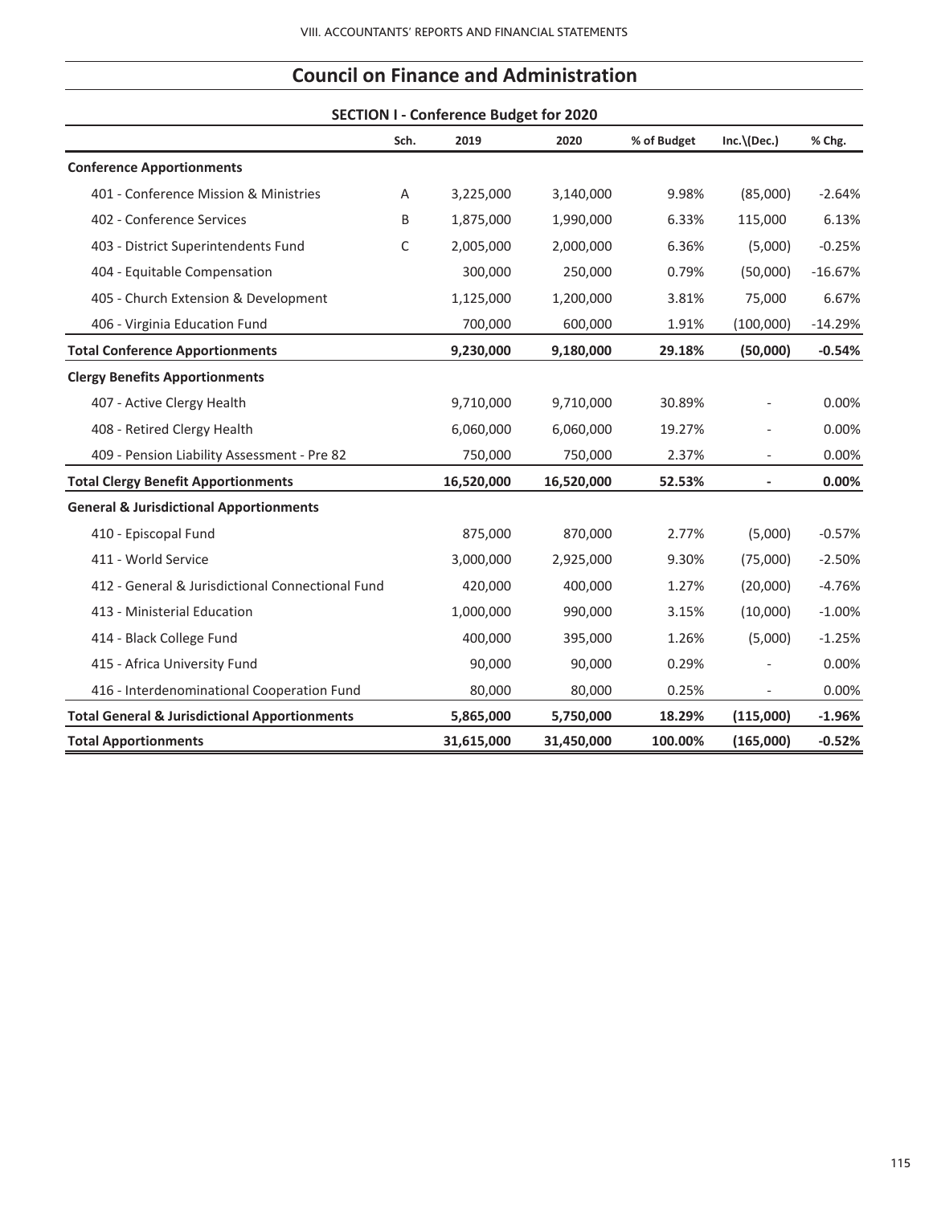## Council on Finance and Administration

### SECTION I - Conference Budget for 2020

| | Sch. | 2019 | 2020 | % of Budget | Inc.\(Dec.) | % Chg. |
|---|---|---|---|---|---|---|
| **Conference Apportionments** | | | | | | |
| 401 - Conference Mission & Ministries | A | 3,225,000 | 3,140,000 | 9.98% | (85,000) | -2.64% |
| 402 - Conference Services | B | 1,875,000 | 1,990,000 | 6.33% | 115,000 | 6.13% |
| 403 - District Superintendents Fund | C | 2,005,000 | 2,000,000 | 6.36% | (5,000) | -0.25% |
| 404 - Equitable Compensation | | 300,000 | 250,000 | 0.79% | (50,000) | -16.67% |
| 405 - Church Extension & Development | | 1,125,000 | 1,200,000 | 3.81% | 75,000 | 6.67% |
| 406 - Virginia Education Fund | | 700,000 | 600,000 | 1.91% | (100,000) | -14.29% |
| **Total Conference Apportionments** | | **9,230,000** | **9,180,000** | **29.18%** | **(50,000)** | **-0.54%** |
| **Clergy Benefits Apportionments** | | | | | | |
| 407 - Active Clergy Health | | 9,710,000 | 9,710,000 | 30.89% | - | 0.00% |
| 408 - Retired Clergy Health | | 6,060,000 | 6,060,000 | 19.27% | - | 0.00% |
| 409 - Pension Liability Assessment - Pre 82 | | 750,000 | 750,000 | 2.37% | - | 0.00% |
| **Total Clergy Benefit Apportionments** | | **16,520,000** | **16,520,000** | **52.53%** | **-** | **0.00%** |
| **General & Jurisdictional Apportionments** | | | | | | |
| 410 - Episcopal Fund | | 875,000 | 870,000 | 2.77% | (5,000) | -0.57% |
| 411 - World Service | | 3,000,000 | 2,925,000 | 9.30% | (75,000) | -2.50% |
| 412 - General & Jurisdictional Connectional Fund | | 420,000 | 400,000 | 1.27% | (20,000) | -4.76% |
| 413 - Ministerial Education | | 1,000,000 | 990,000 | 3.15% | (10,000) | -1.00% |
| 414 - Black College Fund | | 400,000 | 395,000 | 1.26% | (5,000) | -1.25% |
| 415 - Africa University Fund | | 90,000 | 90,000 | 0.29% | - | 0.00% |
| 416 - Interdenominational Cooperation Fund | | 80,000 | 80,000 | 0.25% | - | 0.00% |
| **Total General & Jurisdictional Apportionments** | | **5,865,000** | **5,750,000** | **18.29%** | **(115,000)** | **-1.96%** |
| **Total Apportionments** | | **31,615,000** | **31,450,000** | **100.00%** | **(165,000)** | **-0.52%** |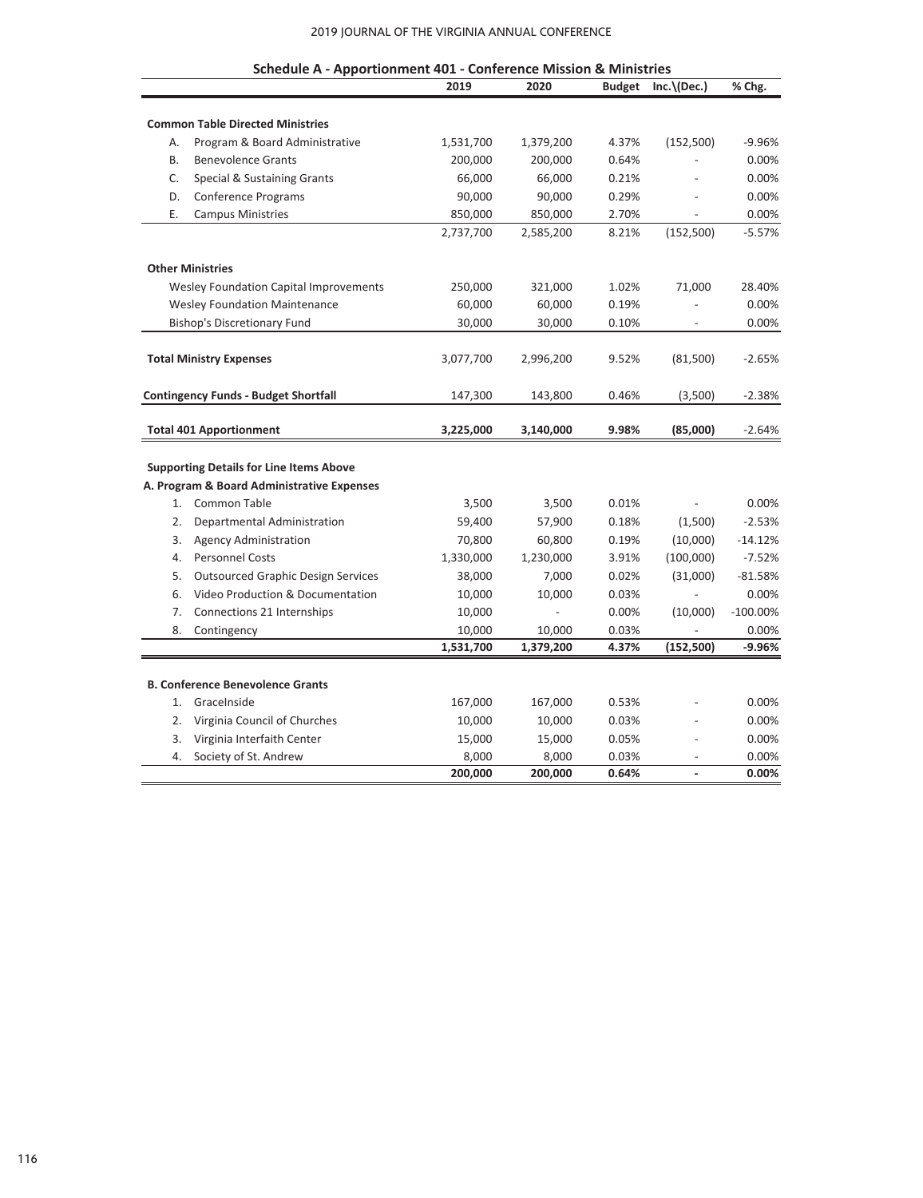## Schedule A - Apportionment 401 - Conference Mission & Ministries

| | 2019 | 2020 | Budget | Inc.\(Dec.) | % Chg. |
|---|---|---|---|---|---|
| **Common Table Directed Ministries** | | | | | |
| A. Program & Board Administrative | 1,531,700 | 1,379,200 | 4.37% | (152,500) | -9.96% |
| B. Benevolence Grants | 200,000 | 200,000 | 0.64% | - | 0.00% |
| C. Special & Sustaining Grants | 66,000 | 66,000 | 0.21% | - | 0.00% |
| D. Conference Programs | 90,000 | 90,000 | 0.29% | - | 0.00% |
| E. Campus Ministries | 850,000 | 850,000 | 2.70% | - | 0.00% |
| | 2,737,700 | 2,585,200 | 8.21% | (152,500) | -5.57% |
| **Other Ministries** | | | | | |
| Wesley Foundation Capital Improvements | 250,000 | 321,000 | 1.02% | 71,000 | 28.40% |
| Wesley Foundation Maintenance | 60,000 | 60,000 | 0.19% | - | 0.00% |
| Bishop's Discretionary Fund | 30,000 | 30,000 | 0.10% | - | 0.00% |
| **Total Ministry Expenses** | 3,077,700 | 2,996,200 | 9.52% | (81,500) | -2.65% |
| **Contingency Funds - Budget Shortfall** | 147,300 | 143,800 | 0.46% | (3,500) | -2.38% |
| **Total 401 Apportionment** | **3,225,000** | **3,140,000** | **9.98%** | **(85,000)** | -2.64% |
| **Supporting Details for Line Items Above** | | | | | |
| **A. Program & Board Administrative Expenses** | | | | | |
| 1. Common Table | 3,500 | 3,500 | 0.01% | - | 0.00% |
| 2. Departmental Administration | 59,400 | 57,900 | 0.18% | (1,500) | -2.53% |
| 3. Agency Administration | 70,800 | 60,800 | 0.19% | (10,000) | -14.12% |
| 4. Personnel Costs | 1,330,000 | 1,230,000 | 3.91% | (100,000) | -7.52% |
| 5. Outsourced Graphic Design Services | 38,000 | 7,000 | 0.02% | (31,000) | -81.58% |
| 6. Video Production & Documentation | 10,000 | 10,000 | 0.03% | - | 0.00% |
| 7. Connections 21 Internships | 10,000 | - | 0.00% | (10,000) | -100.00% |
| 8. Contingency | 10,000 | 10,000 | 0.03% | - | 0.00% |
| | **1,531,700** | **1,379,200** | **4.37%** | **(152,500)** | **-9.96%** |
| **B. Conference Benevolence Grants** | | | | | |
| 1. GraceInside | 167,000 | 167,000 | 0.53% | - | 0.00% |
| 2. Virginia Council of Churches | 10,000 | 10,000 | 0.03% | - | 0.00% |
| 3. Virginia Interfaith Center | 15,000 | 15,000 | 0.05% | - | 0.00% |
| 4. Society of St. Andrew | 8,000 | 8,000 | 0.03% | - | 0.00% |
| | **200,000** | **200,000** | **0.64%** | **-** | **0.00%** |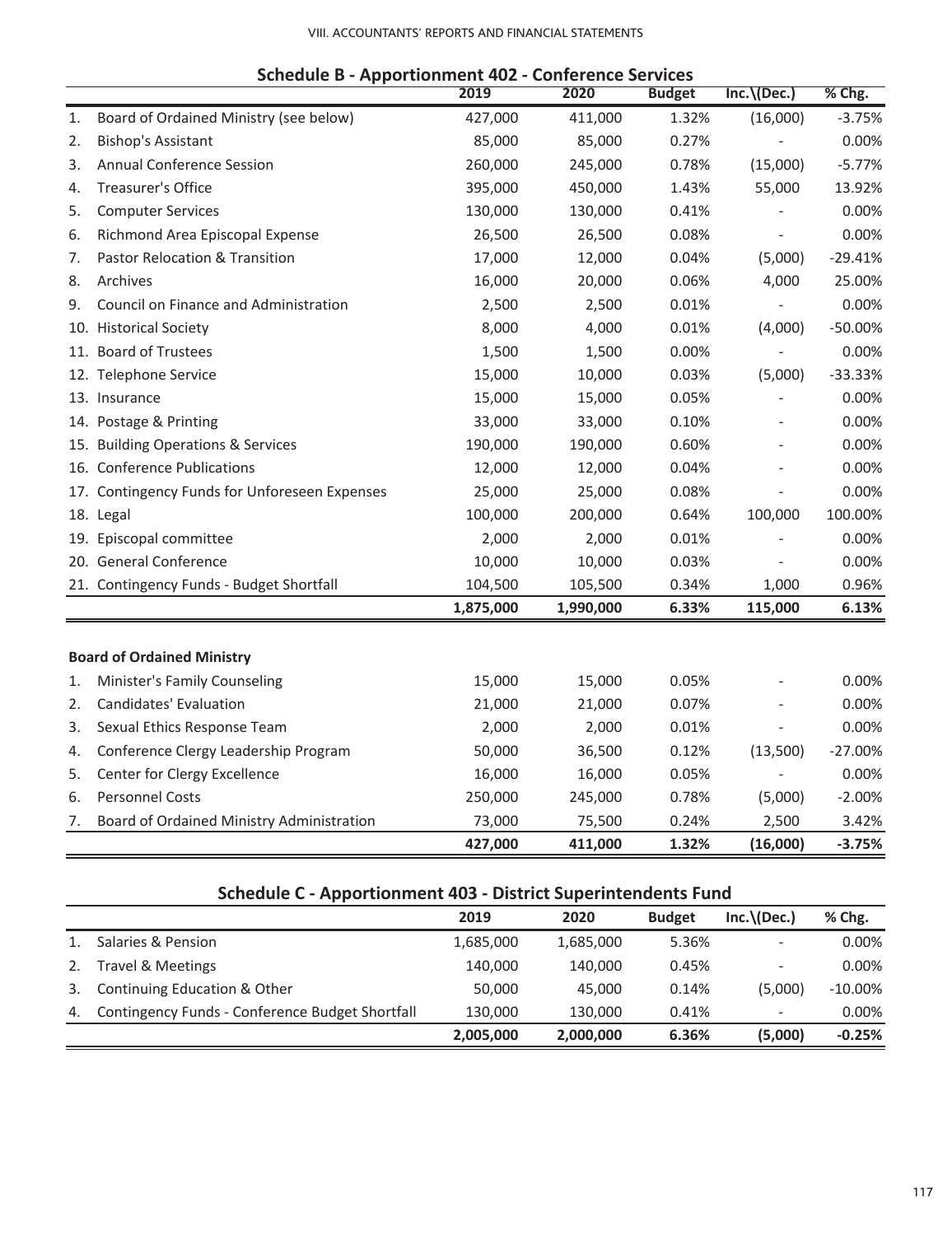## Schedule B - Apportionment 402 - Conference Services

| | | 2019 | 2020 | Budget | Inc.\(Dec.) | % Chg. |
|---|---|---|---|---|---|---|
| 1. | Board of Ordained Ministry (see below) | 427,000 | 411,000 | 1.32% | (16,000) | -3.75% |
| 2. | Bishop's Assistant | 85,000 | 85,000 | 0.27% | - | 0.00% |
| 3. | Annual Conference Session | 260,000 | 245,000 | 0.78% | (15,000) | -5.77% |
| 4. | Treasurer's Office | 395,000 | 450,000 | 1.43% | 55,000 | 13.92% |
| 5. | Computer Services | 130,000 | 130,000 | 0.41% | - | 0.00% |
| 6. | Richmond Area Episcopal Expense | 26,500 | 26,500 | 0.08% | - | 0.00% |
| 7. | Pastor Relocation & Transition | 17,000 | 12,000 | 0.04% | (5,000) | -29.41% |
| 8. | Archives | 16,000 | 20,000 | 0.06% | 4,000 | 25.00% |
| 9. | Council on Finance and Administration | 2,500 | 2,500 | 0.01% | - | 0.00% |
| 10. | Historical Society | 8,000 | 4,000 | 0.01% | (4,000) | -50.00% |
| 11. | Board of Trustees | 1,500 | 1,500 | 0.00% | - | 0.00% |
| 12. | Telephone Service | 15,000 | 10,000 | 0.03% | (5,000) | -33.33% |
| 13. | Insurance | 15,000 | 15,000 | 0.05% | - | 0.00% |
| 14. | Postage & Printing | 33,000 | 33,000 | 0.10% | - | 0.00% |
| 15. | Building Operations & Services | 190,000 | 190,000 | 0.60% | - | 0.00% |
| 16. | Conference Publications | 12,000 | 12,000 | 0.04% | - | 0.00% |
| 17. | Contingency Funds for Unforeseen Expenses | 25,000 | 25,000 | 0.08% | - | 0.00% |
| 18. | Legal | 100,000 | 200,000 | 0.64% | 100,000 | 100.00% |
| 19. | Episcopal committee | 2,000 | 2,000 | 0.01% | - | 0.00% |
| 20. | General Conference | 10,000 | 10,000 | 0.03% | - | 0.00% |
| 21. | Contingency Funds - Budget Shortfall | 104,500 | 105,500 | 0.34% | 1,000 | 0.96% |
| | | **1,875,000** | **1,990,000** | **6.33%** | **115,000** | **6.13%** |

**Board of Ordained Ministry**

| | | 2019 | 2020 | Budget | Inc.\(Dec.) | % Chg. |
|---|---|---|---|---|---|---|
| 1. | Minister's Family Counseling | 15,000 | 15,000 | 0.05% | - | 0.00% |
| 2. | Candidates' Evaluation | 21,000 | 21,000 | 0.07% | - | 0.00% |
| 3. | Sexual Ethics Response Team | 2,000 | 2,000 | 0.01% | - | 0.00% |
| 4. | Conference Clergy Leadership Program | 50,000 | 36,500 | 0.12% | (13,500) | -27.00% |
| 5. | Center for Clergy Excellence | 16,000 | 16,000 | 0.05% | - | 0.00% |
| 6. | Personnel Costs | 250,000 | 245,000 | 0.78% | (5,000) | -2.00% |
| 7. | Board of Ordained Ministry Administration | 73,000 | 75,500 | 0.24% | 2,500 | 3.42% |
| | | **427,000** | **411,000** | **1.32%** | **(16,000)** | **-3.75%** |

## Schedule C - Apportionment 403 - District Superintendents Fund

| | | 2019 | 2020 | Budget | Inc.\(Dec.) | % Chg. |
|---|---|---|---|---|---|---|
| 1. | Salaries & Pension | 1,685,000 | 1,685,000 | 5.36% | - | 0.00% |
| 2. | Travel & Meetings | 140,000 | 140,000 | 0.45% | - | 0.00% |
| 3. | Continuing Education & Other | 50,000 | 45,000 | 0.14% | (5,000) | -10.00% |
| 4. | Contingency Funds - Conference Budget Shortfall | 130,000 | 130,000 | 0.41% | - | 0.00% |
| | | **2,005,000** | **2,000,000** | **6.36%** | **(5,000)** | **-0.25%** |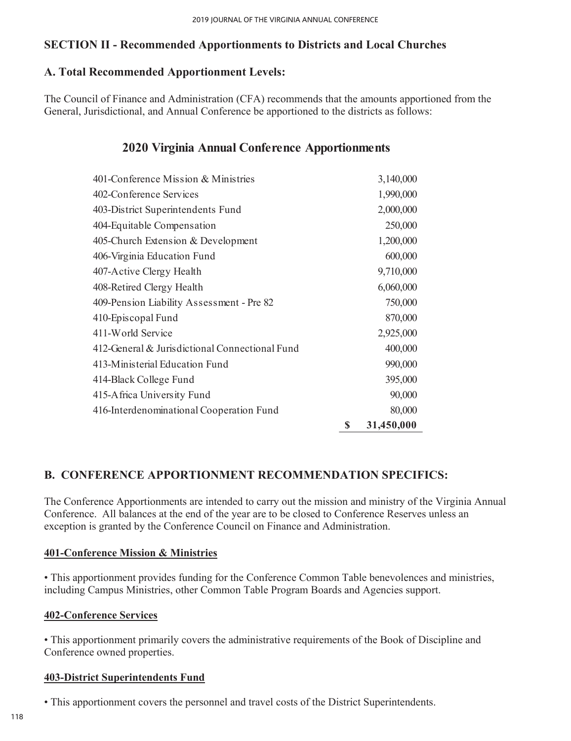## SECTION II - Recommended Apportionments to Districts and Local Churches

### A. Total Recommended Apportionment Levels:

The Council of Finance and Administration (CFA) recommends that the amounts apportioned from the General, Jurisdictional, and Annual Conference be apportioned to the districts as follows:

### 2020 Virginia Annual Conference Apportionments

| | |
|---|---:|
| 401-Conference Mission & Ministries | 3,140,000 |
| 402-Conference Services | 1,990,000 |
| 403-District Superintendents Fund | 2,000,000 |
| 404-Equitable Compensation | 250,000 |
| 405-Church Extension & Development | 1,200,000 |
| 406-Virginia Education Fund | 600,000 |
| 407-Active Clergy Health | 9,710,000 |
| 408-Retired Clergy Health | 6,060,000 |
| 409-Pension Liability Assessment - Pre 82 | 750,000 |
| 410-Episcopal Fund | 870,000 |
| 411-World Service | 2,925,000 |
| 412-General & Jurisdictional Connectional Fund | 400,000 |
| 413-Ministerial Education Fund | 990,000 |
| 414-Black College Fund | 395,000 |
| 415-Africa University Fund | 90,000 |
| 416-Interdenominational Cooperation Fund | 80,000 |
| | **$ 31,450,000** |

### B. CONFERENCE APPORTIONMENT RECOMMENDATION SPECIFICS:

The Conference Apportionments are intended to carry out the mission and ministry of the Virginia Annual Conference. All balances at the end of the year are to be closed to Conference Reserves unless an exception is granted by the Conference Council on Finance and Administration.

**<u>401-Conference Mission & Ministries</u>**

• This apportionment provides funding for the Conference Common Table benevolences and ministries, including Campus Ministries, other Common Table Program Boards and Agencies support.

**<u>402-Conference Services</u>**

• This apportionment primarily covers the administrative requirements of the Book of Discipline and Conference owned properties.

**<u>403-District Superintendents Fund</u>**

• This apportionment covers the personnel and travel costs of the District Superintendents.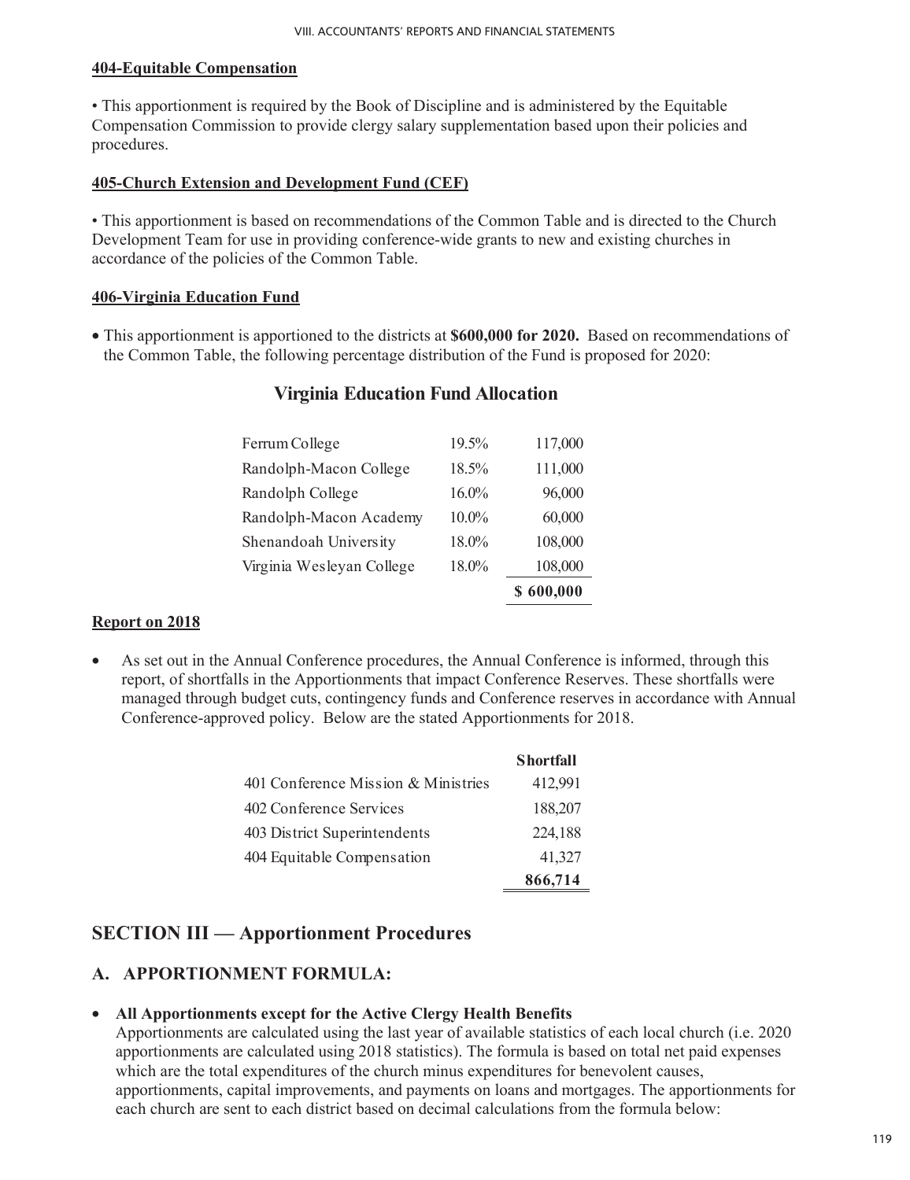#### 404-Equitable Compensation

- This apportionment is required by the Book of Discipline and is administered by the Equitable Compensation Commission to provide clergy salary supplementation based upon their policies and procedures.

#### 405-Church Extension and Development Fund (CEF)

- This apportionment is based on recommendations of the Common Table and is directed to the Church Development Team for use in providing conference-wide grants to new and existing churches in accordance of the policies of the Common Table.

#### 406-Virginia Education Fund

- This apportionment is apportioned to the districts at **$600,000 for 2020.** Based on recommendations of the Common Table, the following percentage distribution of the Fund is proposed for 2020:

### Virginia Education Fund Allocation

| | | |
|---|---|---|
| Ferrum College | 19.5% | 117,000 |
| Randolph-Macon College | 18.5% | 111,000 |
| Randolph College | 16.0% | 96,000 |
| Randolph-Macon Academy | 10.0% | 60,000 |
| Shenandoah University | 18.0% | 108,000 |
| Virginia Wesleyan College | 18.0% | 108,000 |
| | | **$ 600,000** |

#### Report on 2018

- As set out in the Annual Conference procedures, the Annual Conference is informed, through this report, of shortfalls in the Apportionments that impact Conference Reserves. These shortfalls were managed through budget cuts, contingency funds and Conference reserves in accordance with Annual Conference-approved policy. Below are the stated Apportionments for 2018.

| | Shortfall |
|---|---|
| 401 Conference Mission & Ministries | 412,991 |
| 402 Conference Services | 188,207 |
| 403 District Superintendents | 224,188 |
| 404 Equitable Compensation | 41,327 |
| | **866,714** |

## SECTION III — Apportionment Procedures

### A. APPORTIONMENT FORMULA:

- **All Apportionments except for the Active Clergy Health Benefits**
  Apportionments are calculated using the last year of available statistics of each local church (i.e. 2020 apportionments are calculated using 2018 statistics). The formula is based on total net paid expenses which are the total expenditures of the church minus expenditures for benevolent causes, apportionments, capital improvements, and payments on loans and mortgages. The apportionments for each church are sent to each district based on decimal calculations from the formula below: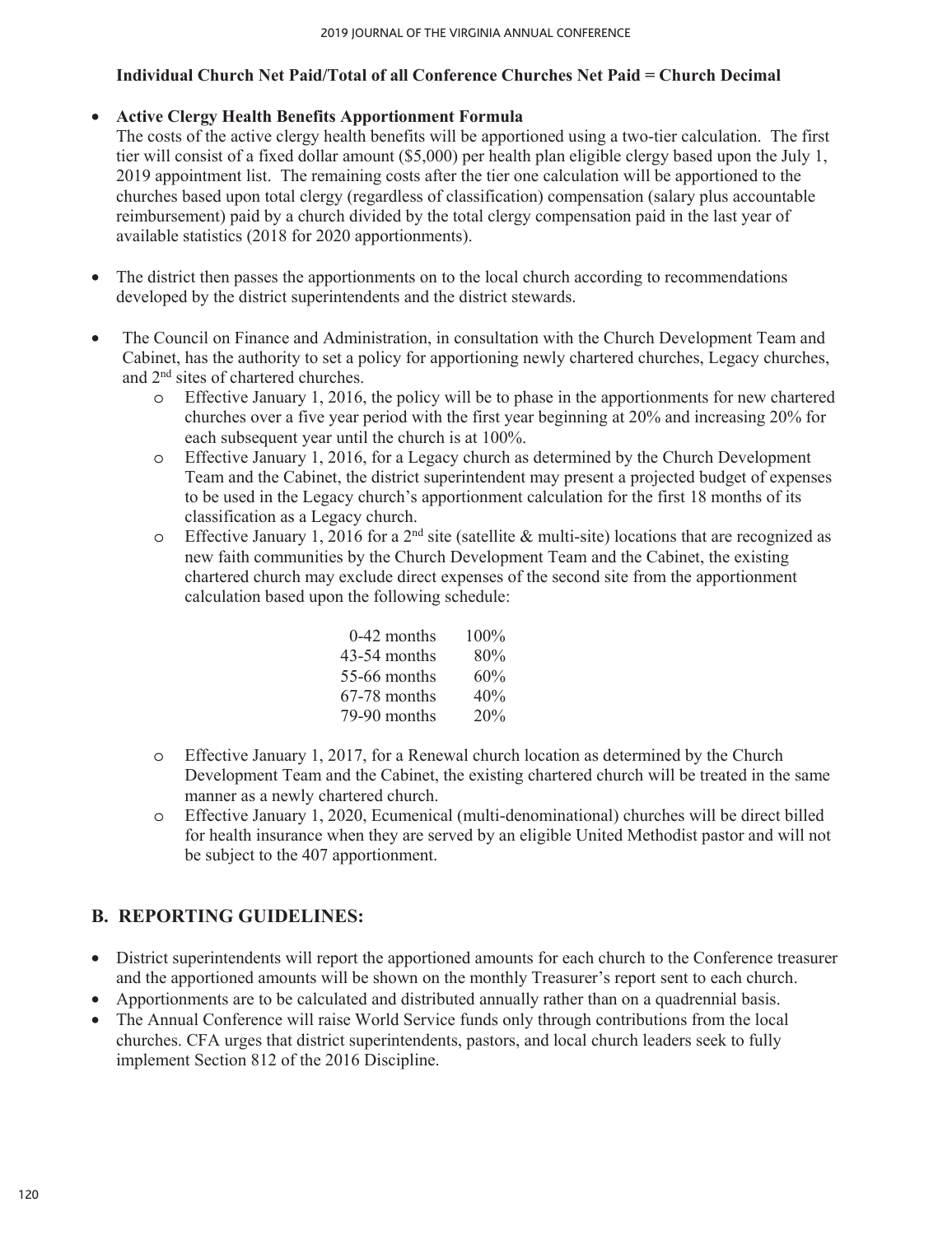**Individual Church Net Paid/Total of all Conference Churches Net Paid = Church Decimal**

- **Active Clergy Health Benefits Apportionment Formula**
  The costs of the active clergy health benefits will be apportioned using a two-tier calculation. The first tier will consist of a fixed dollar amount ($5,000) per health plan eligible clergy based upon the July 1, 2019 appointment list. The remaining costs after the tier one calculation will be apportioned to the churches based upon total clergy (regardless of classification) compensation (salary plus accountable reimbursement) paid by a church divided by the total clergy compensation paid in the last year of available statistics (2018 for 2020 apportionments).

- The district then passes the apportionments on to the local church according to recommendations developed by the district superintendents and the district stewards.

- The Council on Finance and Administration, in consultation with the Church Development Team and Cabinet, has the authority to set a policy for apportioning newly chartered churches, Legacy churches, and 2nd sites of chartered churches.
  - Effective January 1, 2016, the policy will be to phase in the apportionments for new chartered churches over a five year period with the first year beginning at 20% and increasing 20% for each subsequent year until the church is at 100%.
  - Effective January 1, 2016, for a Legacy church as determined by the Church Development Team and the Cabinet, the district superintendent may present a projected budget of expenses to be used in the Legacy church's apportionment calculation for the first 18 months of its classification as a Legacy church.
  - Effective January 1, 2016 for a 2nd site (satellite & multi-site) locations that are recognized as new faith communities by the Church Development Team and the Cabinet, the existing chartered church may exclude direct expenses of the second site from the apportionment calculation based upon the following schedule:

| | |
|---|---|
| 0-42 months | 100% |
| 43-54 months | 80% |
| 55-66 months | 60% |
| 67-78 months | 40% |
| 79-90 months | 20% |

  - Effective January 1, 2017, for a Renewal church location as determined by the Church Development Team and the Cabinet, the existing chartered church will be treated in the same manner as a newly chartered church.
  - Effective January 1, 2020, Ecumenical (multi-denominational) churches will be direct billed for health insurance when they are served by an eligible United Methodist pastor and will not be subject to the 407 apportionment.

## B. REPORTING GUIDELINES:

- District superintendents will report the apportioned amounts for each church to the Conference treasurer and the apportioned amounts will be shown on the monthly Treasurer's report sent to each church.
- Apportionments are to be calculated and distributed annually rather than on a quadrennial basis.
- The Annual Conference will raise World Service funds only through contributions from the local churches. CFA urges that district superintendents, pastors, and local church leaders seek to fully implement Section 812 of the 2016 Discipline.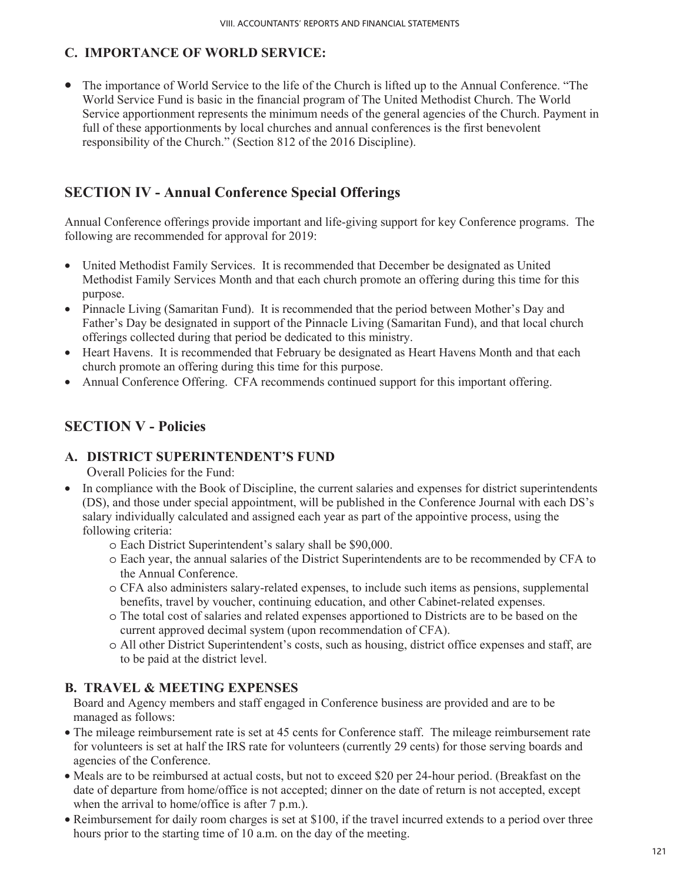### C. IMPORTANCE OF WORLD SERVICE:

- The importance of World Service to the life of the Church is lifted up to the Annual Conference. "The World Service Fund is basic in the financial program of The United Methodist Church. The World Service apportionment represents the minimum needs of the general agencies of the Church. Payment in full of these apportionments by local churches and annual conferences is the first benevolent responsibility of the Church." (Section 812 of the 2016 Discipline).

## SECTION IV - Annual Conference Special Offerings

Annual Conference offerings provide important and life-giving support for key Conference programs. The following are recommended for approval for 2019:

- United Methodist Family Services. It is recommended that December be designated as United Methodist Family Services Month and that each church promote an offering during this time for this purpose.
- Pinnacle Living (Samaritan Fund). It is recommended that the period between Mother's Day and Father's Day be designated in support of the Pinnacle Living (Samaritan Fund), and that local church offerings collected during that period be dedicated to this ministry.
- Heart Havens. It is recommended that February be designated as Heart Havens Month and that each church promote an offering during this time for this purpose.
- Annual Conference Offering. CFA recommends continued support for this important offering.

## SECTION V - Policies

### A. DISTRICT SUPERINTENDENT'S FUND

Overall Policies for the Fund:

- In compliance with the Book of Discipline, the current salaries and expenses for district superintendents (DS), and those under special appointment, will be published in the Conference Journal with each DS's salary individually calculated and assigned each year as part of the appointive process, using the following criteria:
  - Each District Superintendent's salary shall be $90,000.
  - Each year, the annual salaries of the District Superintendents are to be recommended by CFA to the Annual Conference.
  - CFA also administers salary-related expenses, to include such items as pensions, supplemental benefits, travel by voucher, continuing education, and other Cabinet-related expenses.
  - The total cost of salaries and related expenses apportioned to Districts are to be based on the current approved decimal system (upon recommendation of CFA).
  - All other District Superintendent's costs, such as housing, district office expenses and staff, are to be paid at the district level.

### B. TRAVEL & MEETING EXPENSES

Board and Agency members and staff engaged in Conference business are provided and are to be managed as follows:

- The mileage reimbursement rate is set at 45 cents for Conference staff. The mileage reimbursement rate for volunteers is set at half the IRS rate for volunteers (currently 29 cents) for those serving boards and agencies of the Conference.
- Meals are to be reimbursed at actual costs, but not to exceed $20 per 24-hour period. (Breakfast on the date of departure from home/office is not accepted; dinner on the date of return is not accepted, except when the arrival to home/office is after 7 p.m.).
- Reimbursement for daily room charges is set at $100, if the travel incurred extends to a period over three hours prior to the starting time of 10 a.m. on the day of the meeting.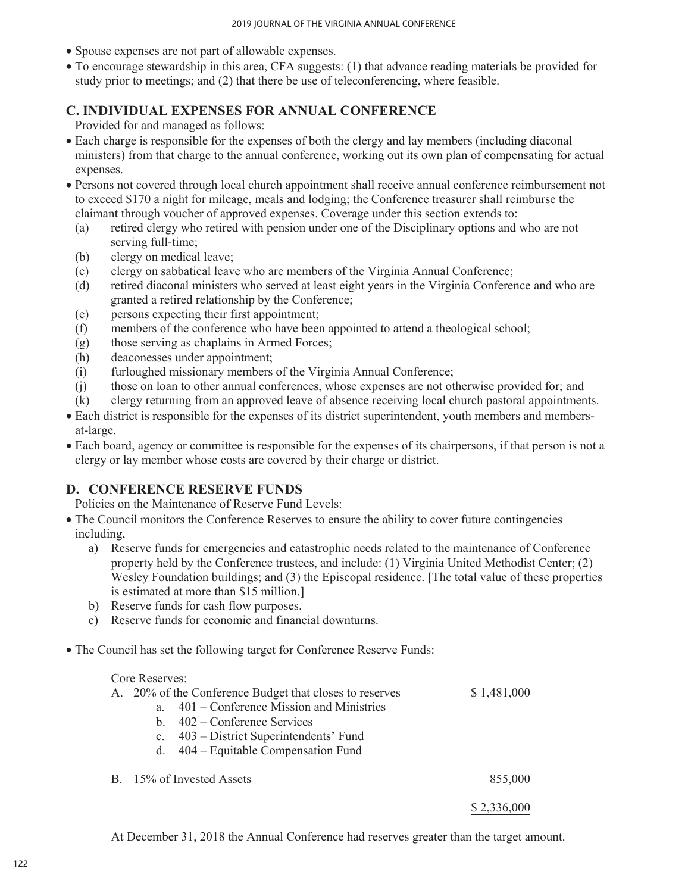- Spouse expenses are not part of allowable expenses.
- To encourage stewardship in this area, CFA suggests: (1) that advance reading materials be provided for study prior to meetings; and (2) that there be use of teleconferencing, where feasible.

## C. INDIVIDUAL EXPENSES FOR ANNUAL CONFERENCE

Provided for and managed as follows:

- Each charge is responsible for the expenses of both the clergy and lay members (including diaconal ministers) from that charge to the annual conference, working out its own plan of compensating for actual expenses.
- Persons not covered through local church appointment shall receive annual conference reimbursement not to exceed $170 a night for mileage, meals and lodging; the Conference treasurer shall reimburse the claimant through voucher of approved expenses. Coverage under this section extends to:
  - (a) retired clergy who retired with pension under one of the Disciplinary options and who are not serving full-time;
  - (b) clergy on medical leave;
  - (c) clergy on sabbatical leave who are members of the Virginia Annual Conference;
  - (d) retired diaconal ministers who served at least eight years in the Virginia Conference and who are granted a retired relationship by the Conference;
  - (e) persons expecting their first appointment;
  - (f) members of the conference who have been appointed to attend a theological school;
  - (g) those serving as chaplains in Armed Forces;
  - (h) deaconesses under appointment;
  - (i) furloughed missionary members of the Virginia Annual Conference;
  - (j) those on loan to other annual conferences, whose expenses are not otherwise provided for; and
  - (k) clergy returning from an approved leave of absence receiving local church pastoral appointments.
- Each district is responsible for the expenses of its district superintendent, youth members and members-at-large.
- Each board, agency or committee is responsible for the expenses of its chairpersons, if that person is not a clergy or lay member whose costs are covered by their charge or district.

## D. CONFERENCE RESERVE FUNDS

Policies on the Maintenance of Reserve Fund Levels:

- The Council monitors the Conference Reserves to ensure the ability to cover future contingencies including,
  - a) Reserve funds for emergencies and catastrophic needs related to the maintenance of Conference property held by the Conference trustees, and include: (1) Virginia United Methodist Center; (2) Wesley Foundation buildings; and (3) the Episcopal residence. [The total value of these properties is estimated at more than $15 million.]
  - b) Reserve funds for cash flow purposes.
  - c) Reserve funds for economic and financial downturns.

- The Council has set the following target for Conference Reserve Funds:

Core Reserves:

| | |
|---|---|
| A. 20% of the Conference Budget that closes to reserves | $ 1,481,000 |
| a. 401 – Conference Mission and Ministries | |
| b. 402 – Conference Services | |
| c. 403 – District Superintendents' Fund | |
| d. 404 – Equitable Compensation Fund | |
| B. 15% of Invested Assets | 855,000 |
| | $ 2,336,000 |

At December 31, 2018 the Annual Conference had reserves greater than the target amount.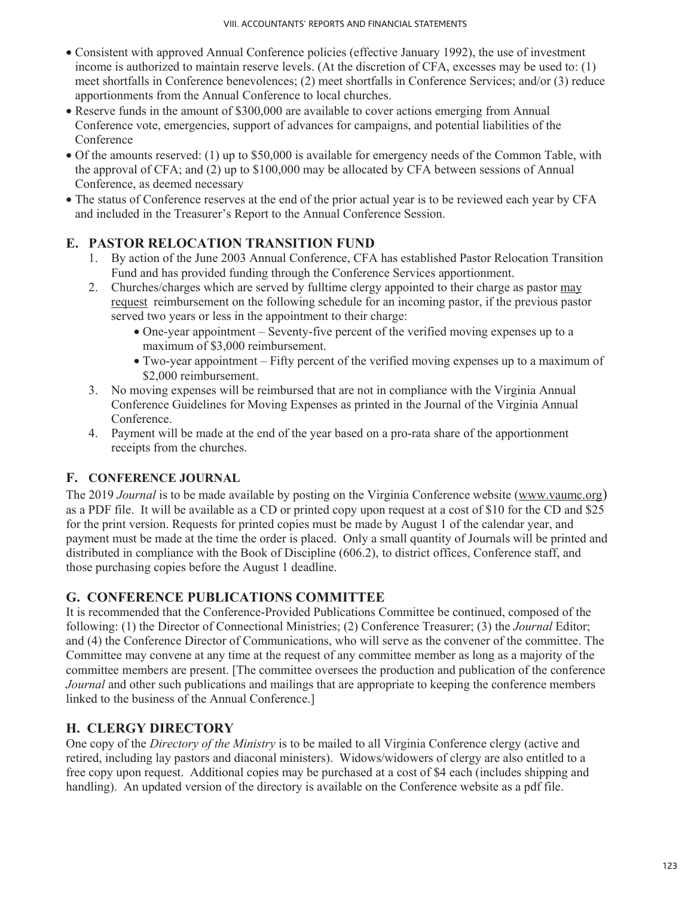- Consistent with approved Annual Conference policies (effective January 1992), the use of investment income is authorized to maintain reserve levels. (At the discretion of CFA, excesses may be used to: (1) meet shortfalls in Conference benevolences; (2) meet shortfalls in Conference Services; and/or (3) reduce apportionments from the Annual Conference to local churches.
- Reserve funds in the amount of $300,000 are available to cover actions emerging from Annual Conference vote, emergencies, support of advances for campaigns, and potential liabilities of the Conference
- Of the amounts reserved: (1) up to $50,000 is available for emergency needs of the Common Table, with the approval of CFA; and (2) up to $100,000 may be allocated by CFA between sessions of Annual Conference, as deemed necessary
- The status of Conference reserves at the end of the prior actual year is to be reviewed each year by CFA and included in the Treasurer's Report to the Annual Conference Session.

## E. PASTOR RELOCATION TRANSITION FUND

1. By action of the June 2003 Annual Conference, CFA has established Pastor Relocation Transition Fund and has provided funding through the Conference Services apportionment.
2. Churches/charges which are served by fulltime clergy appointed to their charge as pastor <u>may request</u> reimbursement on the following schedule for an incoming pastor, if the previous pastor served two years or less in the appointment to their charge:
   - One-year appointment – Seventy-five percent of the verified moving expenses up to a maximum of $3,000 reimbursement.
   - Two-year appointment – Fifty percent of the verified moving expenses up to a maximum of $2,000 reimbursement.
3. No moving expenses will be reimbursed that are not in compliance with the Virginia Annual Conference Guidelines for Moving Expenses as printed in the Journal of the Virginia Annual Conference.
4. Payment will be made at the end of the year based on a pro-rata share of the apportionment receipts from the churches.

## F. CONFERENCE JOURNAL

The 2019 *Journal* is to be made available by posting on the Virginia Conference website (www.vaumc.org) as a PDF file. It will be available as a CD or printed copy upon request at a cost of $10 for the CD and $25 for the print version. Requests for printed copies must be made by August 1 of the calendar year, and payment must be made at the time the order is placed. Only a small quantity of Journals will be printed and distributed in compliance with the Book of Discipline (606.2), to district offices, Conference staff, and those purchasing copies before the August 1 deadline.

## G. CONFERENCE PUBLICATIONS COMMITTEE

It is recommended that the Conference-Provided Publications Committee be continued, composed of the following: (1) the Director of Connectional Ministries; (2) Conference Treasurer; (3) the *Journal* Editor; and (4) the Conference Director of Communications, who will serve as the convener of the committee. The Committee may convene at any time at the request of any committee member as long as a majority of the committee members are present. [The committee oversees the production and publication of the conference *Journal* and other such publications and mailings that are appropriate to keeping the conference members linked to the business of the Annual Conference.]

## H. CLERGY DIRECTORY

One copy of the *Directory of the Ministry* is to be mailed to all Virginia Conference clergy (active and retired, including lay pastors and diaconal ministers). Widows/widowers of clergy are also entitled to a free copy upon request. Additional copies may be purchased at a cost of $4 each (includes shipping and handling). An updated version of the directory is available on the Conference website as a pdf file.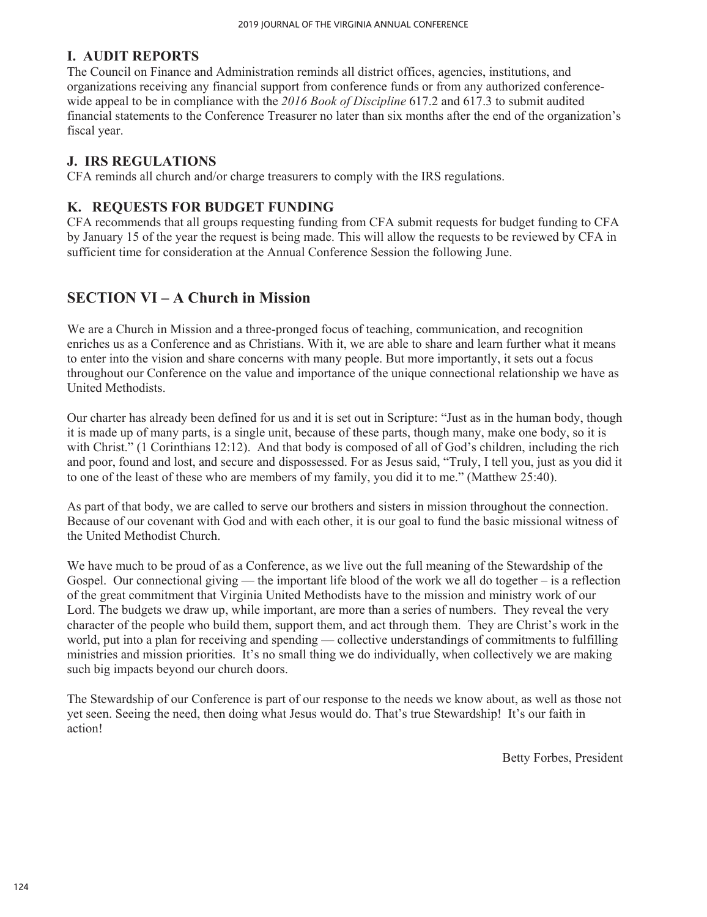## I. AUDIT REPORTS

The Council on Finance and Administration reminds all district offices, agencies, institutions, and organizations receiving any financial support from conference funds or from any authorized conference-wide appeal to be in compliance with the *2016 Book of Discipline* 617.2 and 617.3 to submit audited financial statements to the Conference Treasurer no later than six months after the end of the organization's fiscal year.

## J. IRS REGULATIONS

CFA reminds all church and/or charge treasurers to comply with the IRS regulations.

## K. REQUESTS FOR BUDGET FUNDING

CFA recommends that all groups requesting funding from CFA submit requests for budget funding to CFA by January 15 of the year the request is being made. This will allow the requests to be reviewed by CFA in sufficient time for consideration at the Annual Conference Session the following June.

# SECTION VI – A Church in Mission

We are a Church in Mission and a three-pronged focus of teaching, communication, and recognition enriches us as a Conference and as Christians. With it, we are able to share and learn further what it means to enter into the vision and share concerns with many people. But more importantly, it sets out a focus throughout our Conference on the value and importance of the unique connectional relationship we have as United Methodists.

Our charter has already been defined for us and it is set out in Scripture: "Just as in the human body, though it is made up of many parts, is a single unit, because of these parts, though many, make one body, so it is with Christ." (1 Corinthians 12:12). And that body is composed of all of God's children, including the rich and poor, found and lost, and secure and dispossessed. For as Jesus said, "Truly, I tell you, just as you did it to one of the least of these who are members of my family, you did it to me." (Matthew 25:40).

As part of that body, we are called to serve our brothers and sisters in mission throughout the connection. Because of our covenant with God and with each other, it is our goal to fund the basic missional witness of the United Methodist Church.

We have much to be proud of as a Conference, as we live out the full meaning of the Stewardship of the Gospel. Our connectional giving — the important life blood of the work we all do together – is a reflection of the great commitment that Virginia United Methodists have to the mission and ministry work of our Lord. The budgets we draw up, while important, are more than a series of numbers. They reveal the very character of the people who build them, support them, and act through them. They are Christ's work in the world, put into a plan for receiving and spending — collective understandings of commitments to fulfilling ministries and mission priorities. It's no small thing we do individually, when collectively we are making such big impacts beyond our church doors.

The Stewardship of our Conference is part of our response to the needs we know about, as well as those not yet seen. Seeing the need, then doing what Jesus would do. That's true Stewardship! It's our faith in action!

Betty Forbes, President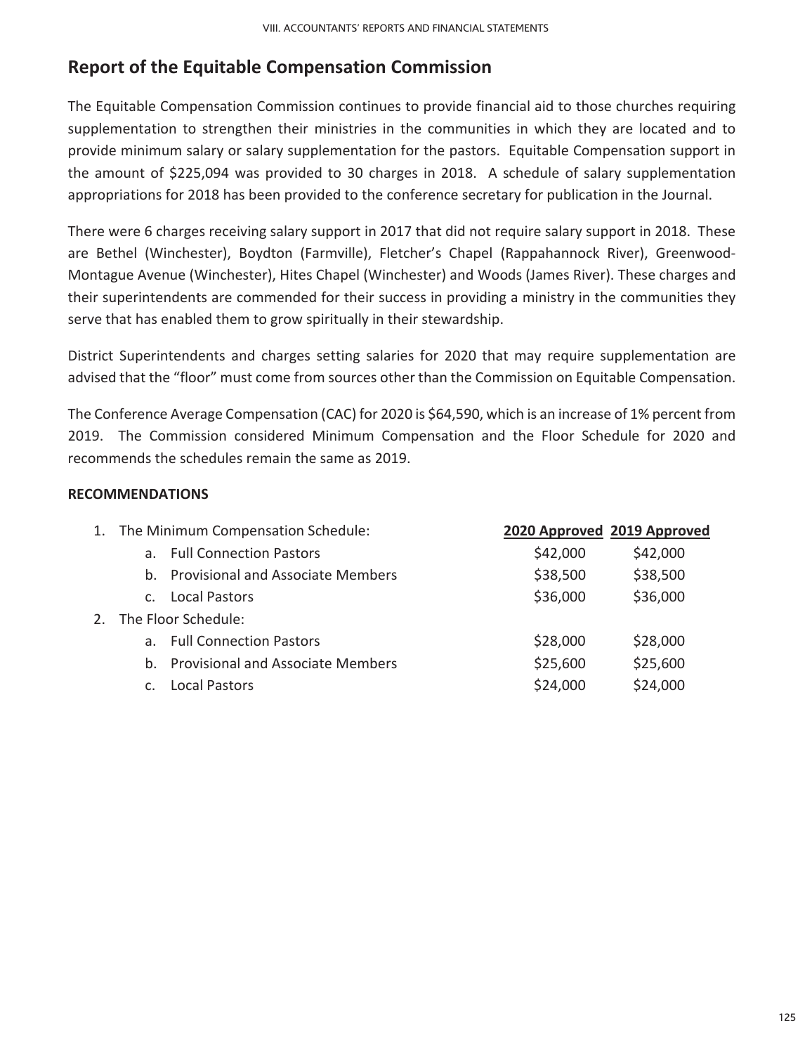## Report of the Equitable Compensation Commission

The Equitable Compensation Commission continues to provide financial aid to those churches requiring supplementation to strengthen their ministries in the communities in which they are located and to provide minimum salary or salary supplementation for the pastors. Equitable Compensation support in the amount of $225,094 was provided to 30 charges in 2018. A schedule of salary supplementation appropriations for 2018 has been provided to the conference secretary for publication in the Journal.

There were 6 charges receiving salary support in 2017 that did not require salary support in 2018. These are Bethel (Winchester), Boydton (Farmville), Fletcher's Chapel (Rappahannock River), Greenwood-Montague Avenue (Winchester), Hites Chapel (Winchester) and Woods (James River). These charges and their superintendents are commended for their success in providing a ministry in the communities they serve that has enabled them to grow spiritually in their stewardship.

District Superintendents and charges setting salaries for 2020 that may require supplementation are advised that the "floor" must come from sources other than the Commission on Equitable Compensation.

The Conference Average Compensation (CAC) for 2020 is $64,590, which is an increase of 1% percent from 2019. The Commission considered Minimum Compensation and the Floor Schedule for 2020 and recommends the schedules remain the same as 2019.

**RECOMMENDATIONS**

| | 2020 Approved | 2019 Approved |
|---|---|---|
| 1. The Minimum Compensation Schedule: | | |
| a. Full Connection Pastors | $42,000 | $42,000 |
| b. Provisional and Associate Members | $38,500 | $38,500 |
| c. Local Pastors | $36,000 | $36,000 |
| 2. The Floor Schedule: | | |
| a. Full Connection Pastors | $28,000 | $28,000 |
| b. Provisional and Associate Members | $25,600 | $25,600 |
| c. Local Pastors | $24,000 | $24,000 |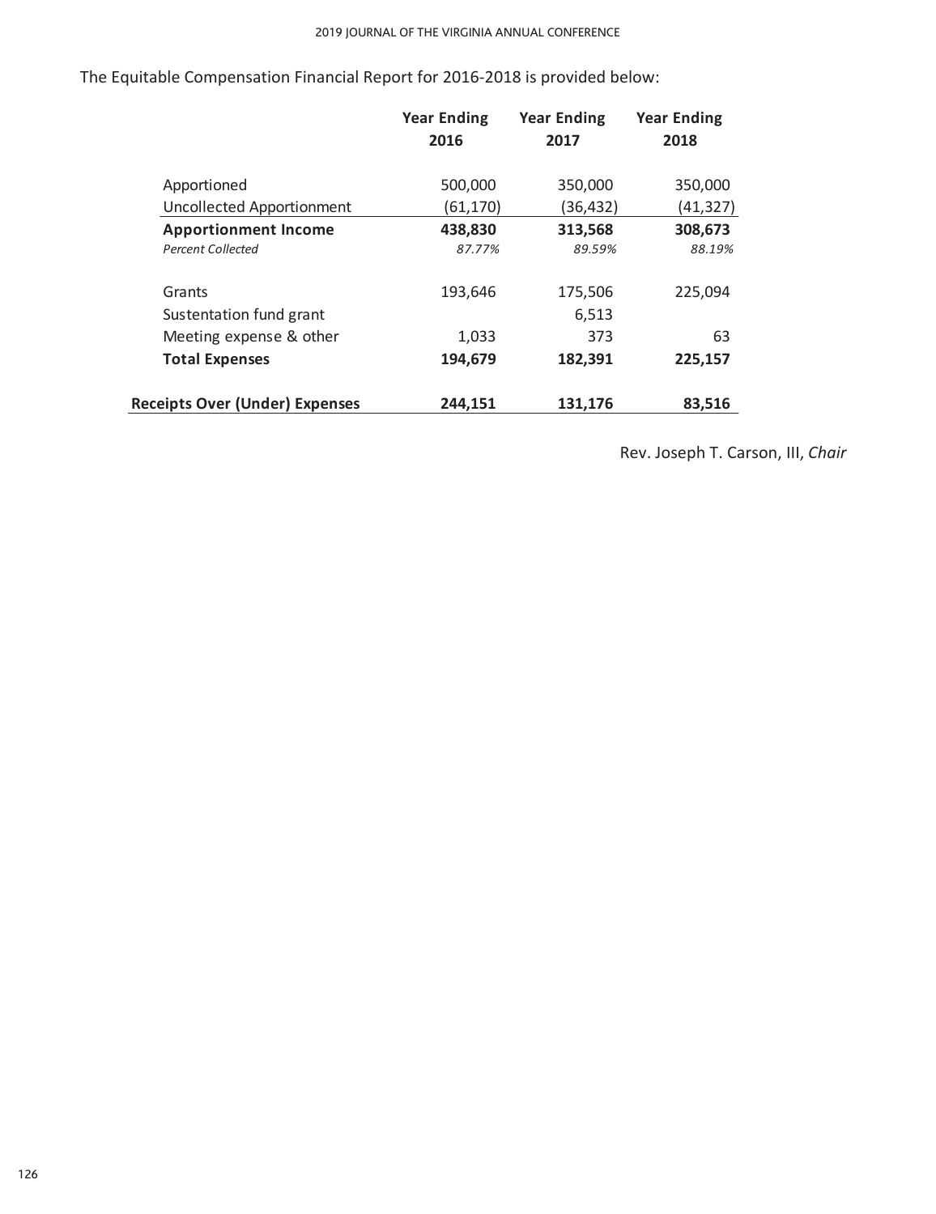The Equitable Compensation Financial Report for 2016-2018 is provided below:

| | Year Ending 2016 | Year Ending 2017 | Year Ending 2018 |
|---|---|---|---|
| Apportioned | 500,000 | 350,000 | 350,000 |
| Uncollected Apportionment | (61,170) | (36,432) | (41,327) |
| **Apportionment Income** | **438,830** | **313,568** | **308,673** |
| *Percent Collected* | *87.77%* | *89.59%* | *88.19%* |
| Grants | 193,646 | 175,506 | 225,094 |
| Sustentation fund grant | | 6,513 | |
| Meeting expense & other | 1,033 | 373 | 63 |
| **Total Expenses** | **194,679** | **182,391** | **225,157** |
| **Receipts Over (Under) Expenses** | **244,151** | **131,176** | **83,516** |

Rev. Joseph T. Carson, III, *Chair*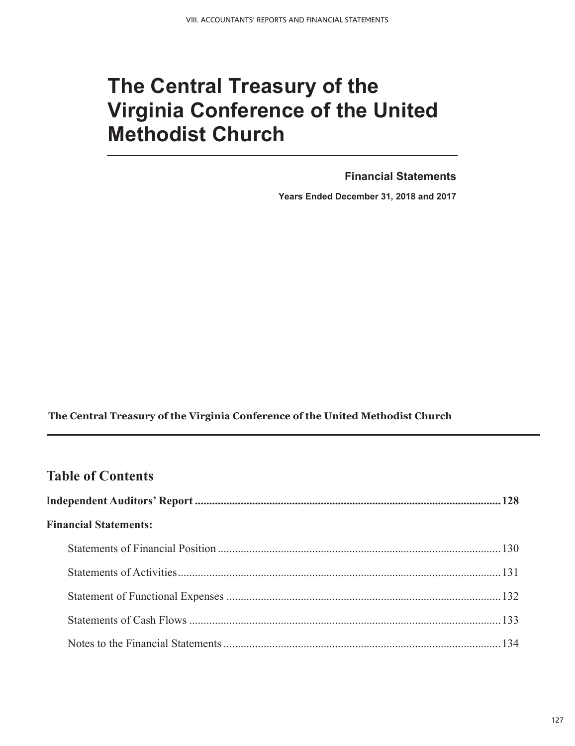# The Central Treasury of the Virginia Conference of the United Methodist Church

**Financial Statements**

**Years Ended December 31, 2018 and 2017**

**The Central Treasury of the Virginia Conference of the United Methodist Church**

## Table of Contents

**Independent Auditors' Report** .......................................................................................................... **128**

**Financial Statements:**

Statements of Financial Position .................................................................................................. 130

Statements of Activities ................................................................................................................. 131

Statement of Functional Expenses ............................................................................................... 132

Statements of Cash Flows ............................................................................................................. 133

Notes to the Financial Statements ................................................................................................ 134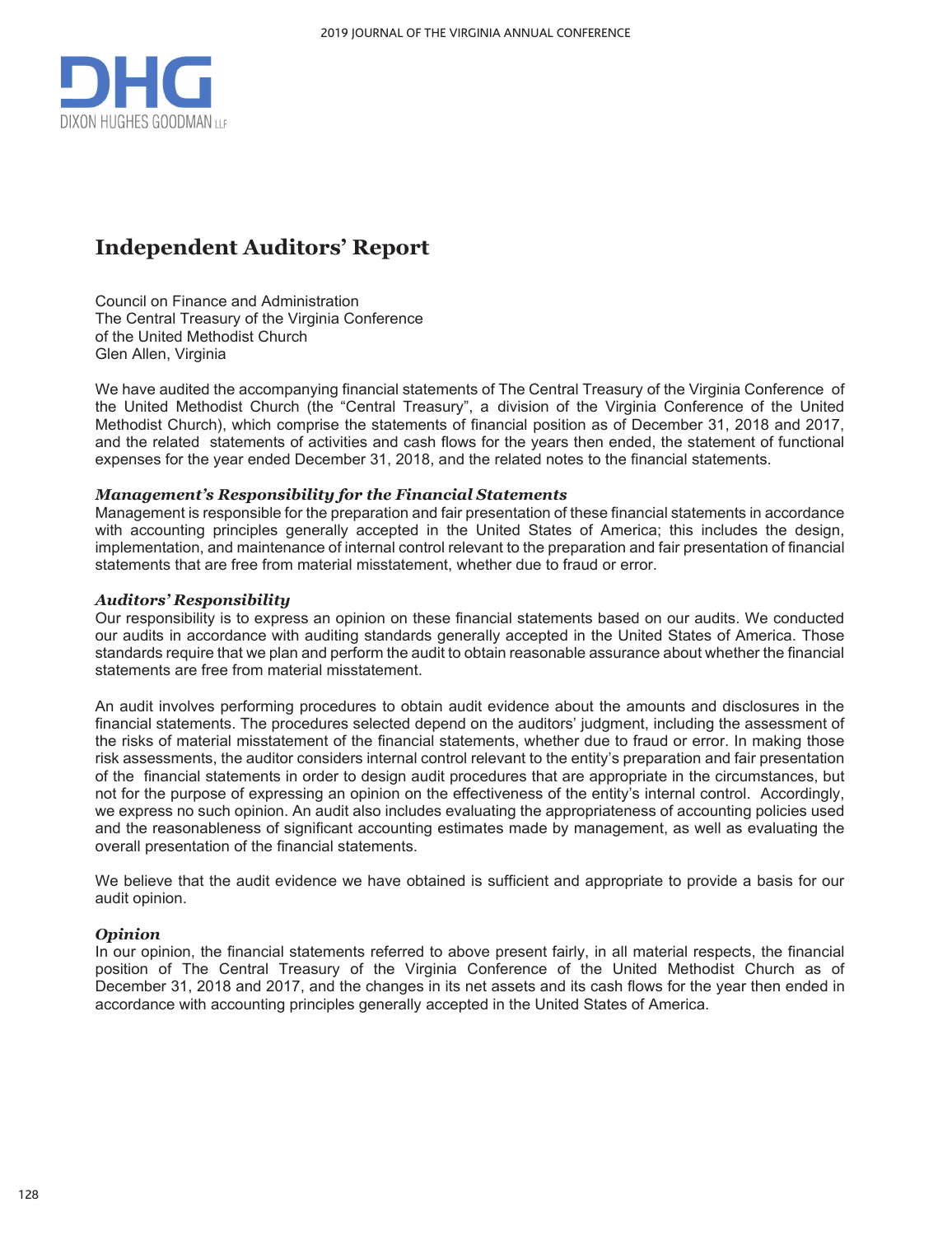DHG

DIXON HUGHES GOODMAN LLP

# Independent Auditors' Report

Council on Finance and Administration
The Central Treasury of the Virginia Conference
of the United Methodist Church
Glen Allen, Virginia

We have audited the accompanying financial statements of The Central Treasury of the Virginia Conference of the United Methodist Church (the "Central Treasury", a division of the Virginia Conference of the United Methodist Church), which comprise the statements of financial position as of December 31, 2018 and 2017, and the related statements of activities and cash flows for the years then ended, the statement of functional expenses for the year ended December 31, 2018, and the related notes to the financial statements.

### *Management's Responsibility for the Financial Statements*

Management is responsible for the preparation and fair presentation of these financial statements in accordance with accounting principles generally accepted in the United States of America; this includes the design, implementation, and maintenance of internal control relevant to the preparation and fair presentation of financial statements that are free from material misstatement, whether due to fraud or error.

### *Auditors' Responsibility*

Our responsibility is to express an opinion on these financial statements based on our audits. We conducted our audits in accordance with auditing standards generally accepted in the United States of America. Those standards require that we plan and perform the audit to obtain reasonable assurance about whether the financial statements are free from material misstatement.

An audit involves performing procedures to obtain audit evidence about the amounts and disclosures in the financial statements. The procedures selected depend on the auditors' judgment, including the assessment of the risks of material misstatement of the financial statements, whether due to fraud or error. In making those risk assessments, the auditor considers internal control relevant to the entity's preparation and fair presentation of the financial statements in order to design audit procedures that are appropriate in the circumstances, but not for the purpose of expressing an opinion on the effectiveness of the entity's internal control. Accordingly, we express no such opinion. An audit also includes evaluating the appropriateness of accounting policies used and the reasonableness of significant accounting estimates made by management, as well as evaluating the overall presentation of the financial statements.

We believe that the audit evidence we have obtained is sufficient and appropriate to provide a basis for our audit opinion.

### *Opinion*

In our opinion, the financial statements referred to above present fairly, in all material respects, the financial position of The Central Treasury of the Virginia Conference of the United Methodist Church as of December 31, 2018 and 2017, and the changes in its net assets and its cash flows for the year then ended in accordance with accounting principles generally accepted in the United States of America.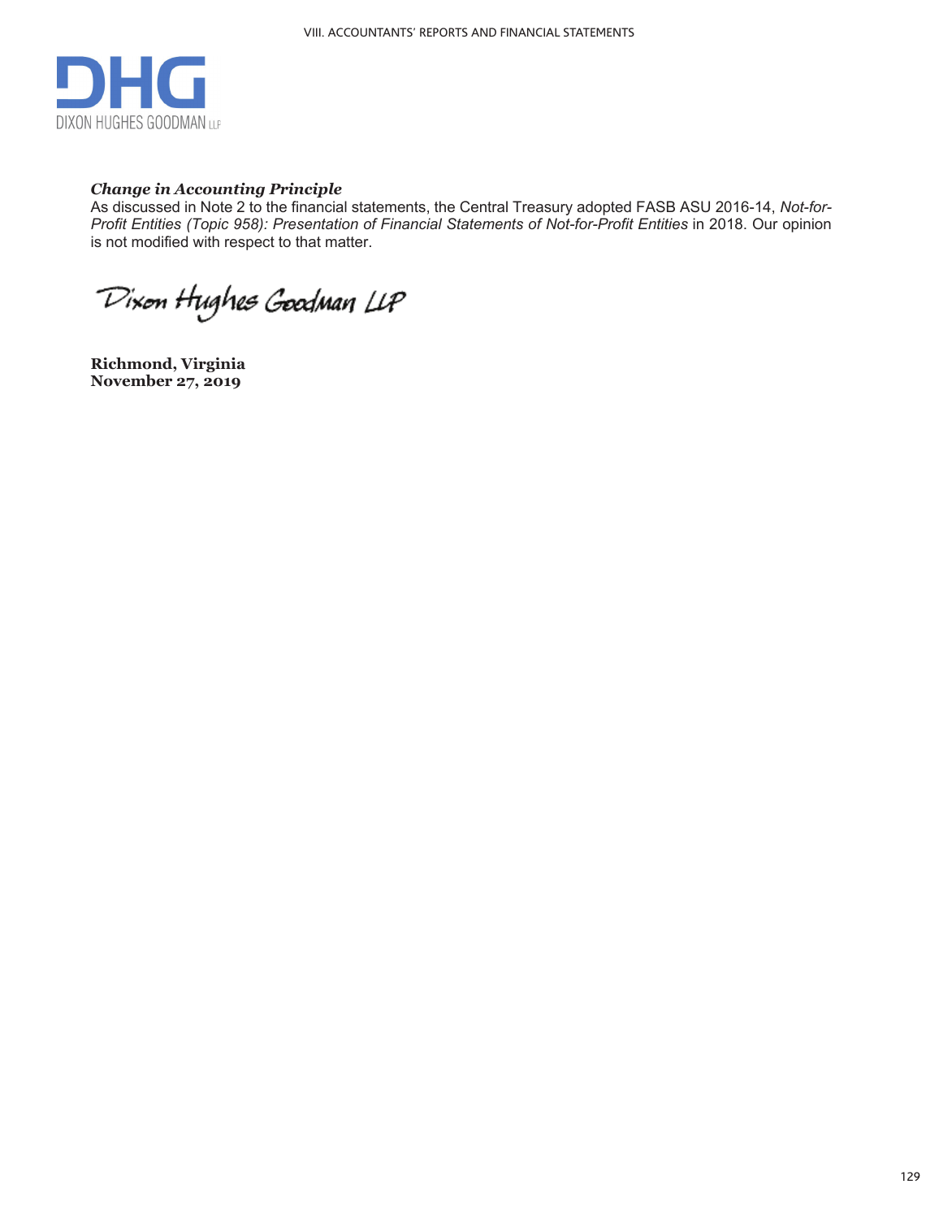DHG

DIXON HUGHES GOODMAN LLP

***Change in Accounting Principle***

As discussed in Note 2 to the financial statements, the Central Treasury adopted FASB ASU 2016-14, *Not-for-Profit Entities (Topic 958): Presentation of Financial Statements of Not-for-Profit Entities* in 2018. Our opinion is not modified with respect to that matter.

Dixon Hughes Goodman LLP

**Richmond, Virginia**
**November 27, 2019**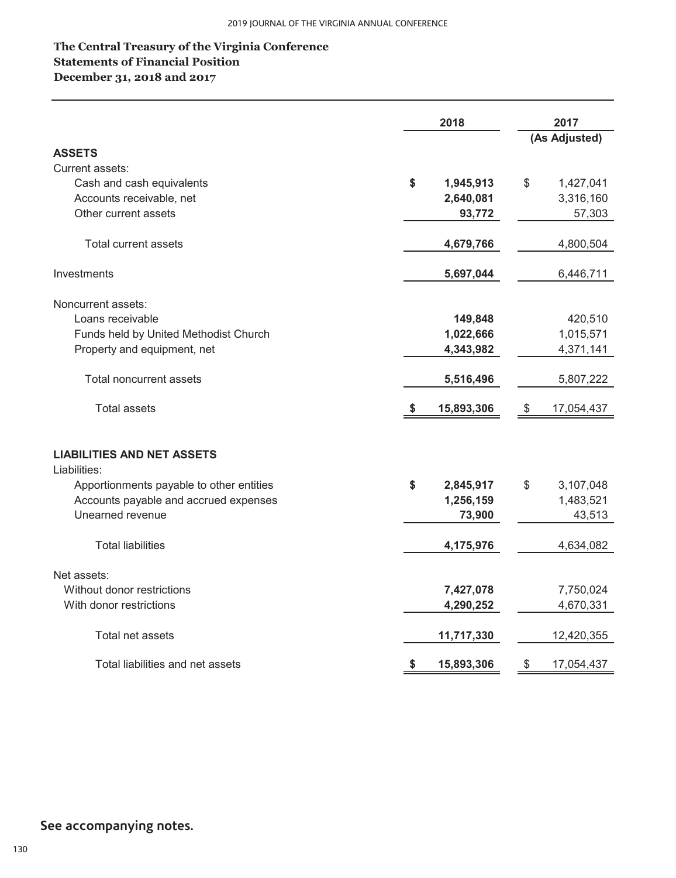**The Central Treasury of the Virginia Conference**
**Statements of Financial Position**
**December 31, 2018 and 2017**

| | 2018 | 2017 (As Adjusted) |
|---|---|---|
| **ASSETS** | | |
| Current assets: | | |
| Cash and cash equivalents | **$ 1,945,913** | $ 1,427,041 |
| Accounts receivable, net | **2,640,081** | 3,316,160 |
| Other current assets | **93,772** | 57,303 |
| Total current assets | **4,679,766** | 4,800,504 |
| Investments | **5,697,044** | 6,446,711 |
| Noncurrent assets: | | |
| Loans receivable | **149,848** | 420,510 |
| Funds held by United Methodist Church | **1,022,666** | 1,015,571 |
| Property and equipment, net | **4,343,982** | 4,371,141 |
| Total noncurrent assets | **5,516,496** | 5,807,222 |
| Total assets | **$ 15,893,306** | $ 17,054,437 |
| **LIABILITIES AND NET ASSETS** | | |
| Liabilities: | | |
| Apportionments payable to other entities | **$ 2,845,917** | $ 3,107,048 |
| Accounts payable and accrued expenses | **1,256,159** | 1,483,521 |
| Unearned revenue | **73,900** | 43,513 |
| Total liabilities | **4,175,976** | 4,634,082 |
| Net assets: | | |
| Without donor restrictions | **7,427,078** | 7,750,024 |
| With donor restrictions | **4,290,252** | 4,670,331 |
| Total net assets | **11,717,330** | 12,420,355 |
| Total liabilities and net assets | **$ 15,893,306** | $ 17,054,437 |

See accompanying notes.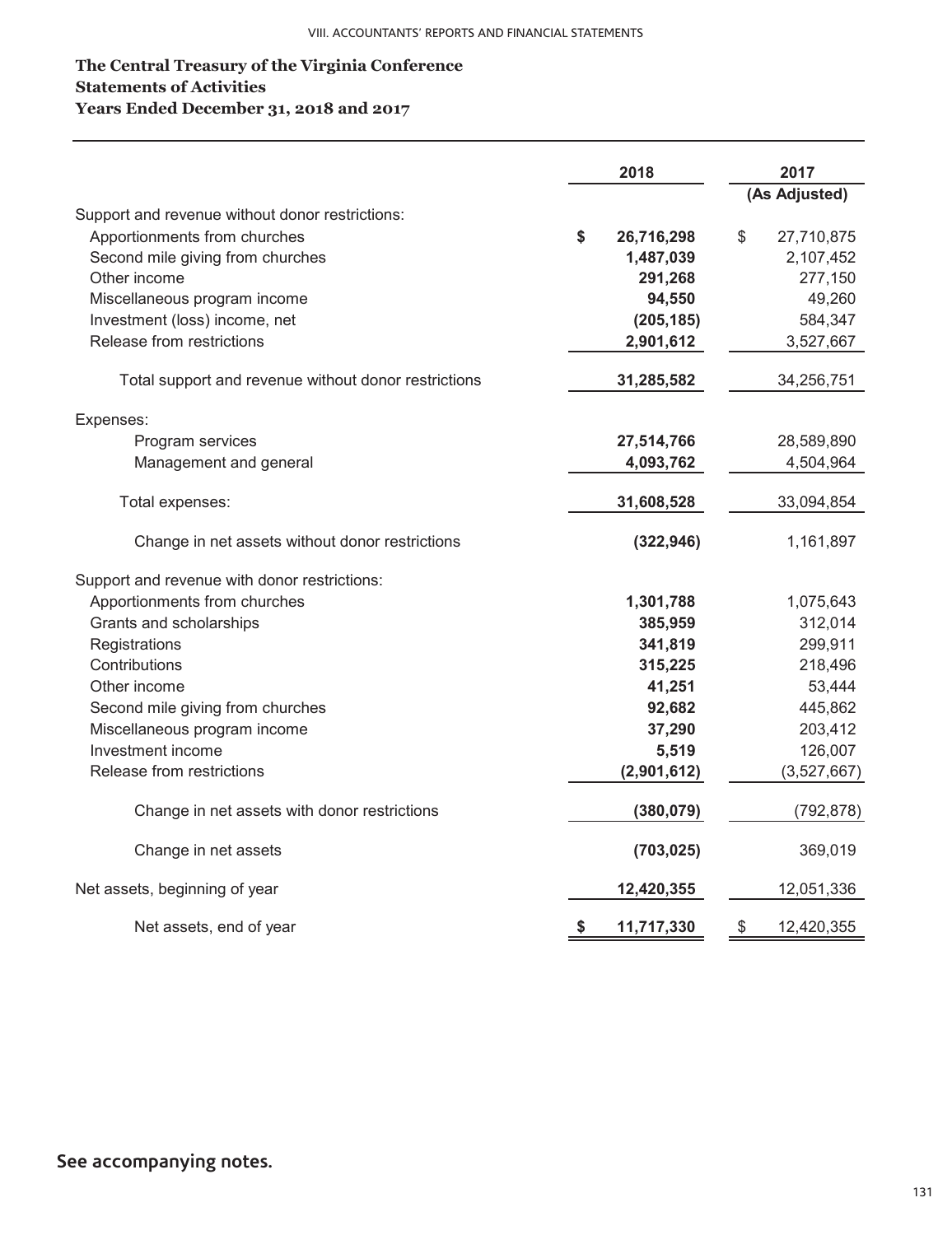**The Central Treasury of the Virginia Conference**
**Statements of Activities**
**Years Ended December 31, 2018 and 2017**

| | 2018 | 2017 (As Adjusted) |
|---|---|---|
| Support and revenue without donor restrictions: | | |
| Apportionments from churches | **$ 26,716,298** | $ 27,710,875 |
| Second mile giving from churches | **1,487,039** | 2,107,452 |
| Other income | **291,268** | 277,150 |
| Miscellaneous program income | **94,550** | 49,260 |
| Investment (loss) income, net | **(205,185)** | 584,347 |
| Release from restrictions | **2,901,612** | 3,527,667 |
| Total support and revenue without donor restrictions | **31,285,582** | 34,256,751 |
| Expenses: | | |
| Program services | **27,514,766** | 28,589,890 |
| Management and general | **4,093,762** | 4,504,964 |
| Total expenses: | **31,608,528** | 33,094,854 |
| Change in net assets without donor restrictions | **(322,946)** | 1,161,897 |
| Support and revenue with donor restrictions: | | |
| Apportionments from churches | **1,301,788** | 1,075,643 |
| Grants and scholarships | **385,959** | 312,014 |
| Registrations | **341,819** | 299,911 |
| Contributions | **315,225** | 218,496 |
| Other income | **41,251** | 53,444 |
| Second mile giving from churches | **92,682** | 445,862 |
| Miscellaneous program income | **37,290** | 203,412 |
| Investment income | **5,519** | 126,007 |
| Release from restrictions | **(2,901,612)** | (3,527,667) |
| Change in net assets with donor restrictions | **(380,079)** | (792,878) |
| Change in net assets | **(703,025)** | 369,019 |
| Net assets, beginning of year | **12,420,355** | 12,051,336 |
| Net assets, end of year | **$ 11,717,330** | $ 12,420,355 |

**See accompanying notes.**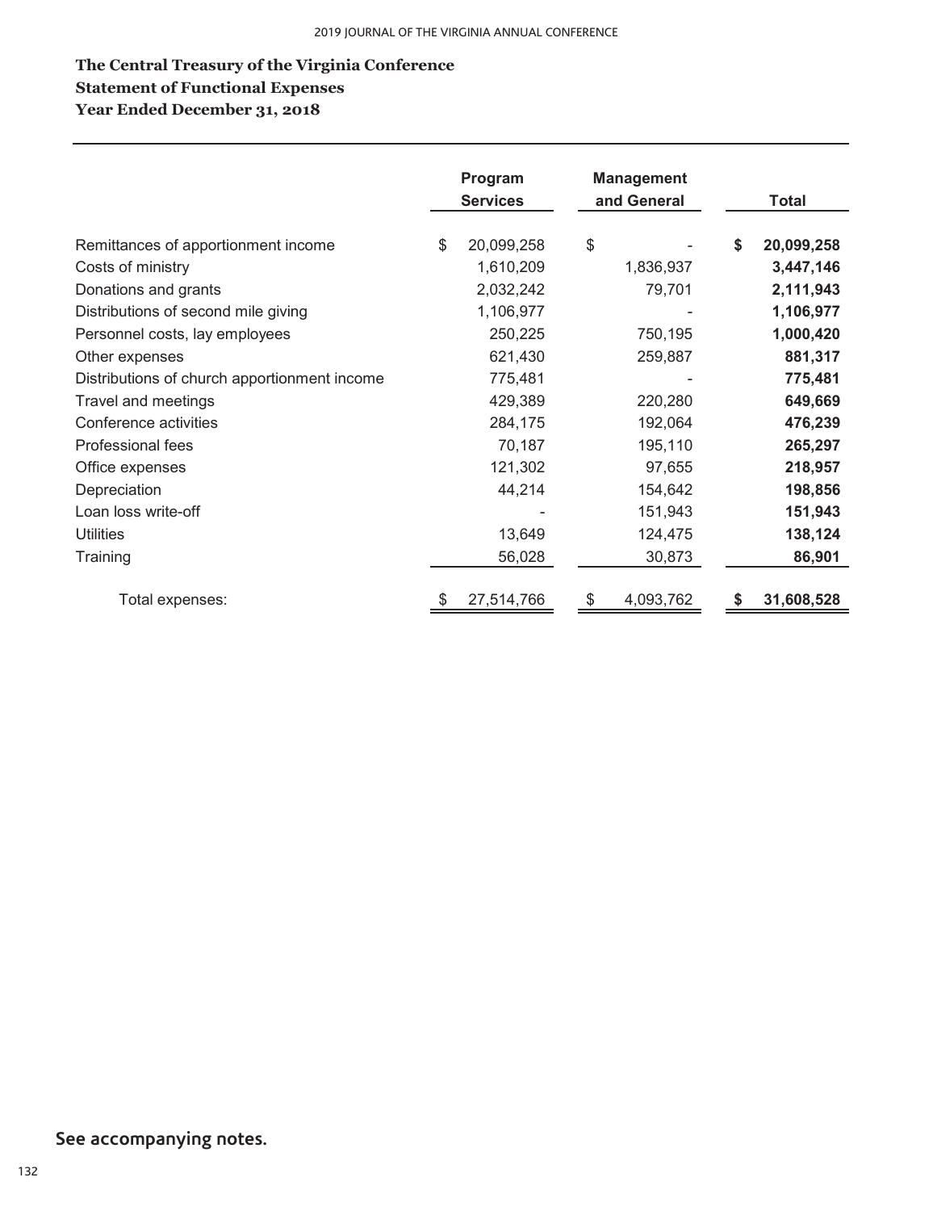## The Central Treasury of the Virginia Conference
## Statement of Functional Expenses
## Year Ended December 31, 2018

| | Program Services | Management and General | Total |
|---|---|---|---|
| Remittances of apportionment income | $ 20,099,258 | $ - | **$ 20,099,258** |
| Costs of ministry | 1,610,209 | 1,836,937 | **3,447,146** |
| Donations and grants | 2,032,242 | 79,701 | **2,111,943** |
| Distributions of second mile giving | 1,106,977 | - | **1,106,977** |
| Personnel costs, lay employees | 250,225 | 750,195 | **1,000,420** |
| Other expenses | 621,430 | 259,887 | **881,317** |
| Distributions of church apportionment income | 775,481 | - | **775,481** |
| Travel and meetings | 429,389 | 220,280 | **649,669** |
| Conference activities | 284,175 | 192,064 | **476,239** |
| Professional fees | 70,187 | 195,110 | **265,297** |
| Office expenses | 121,302 | 97,655 | **218,957** |
| Depreciation | 44,214 | 154,642 | **198,856** |
| Loan loss write-off | - | 151,943 | **151,943** |
| Utilities | 13,649 | 124,475 | **138,124** |
| Training | 56,028 | 30,873 | **86,901** |
| Total expenses: | $ 27,514,766 | $ 4,093,762 | **$ 31,608,528** |

**See accompanying notes.**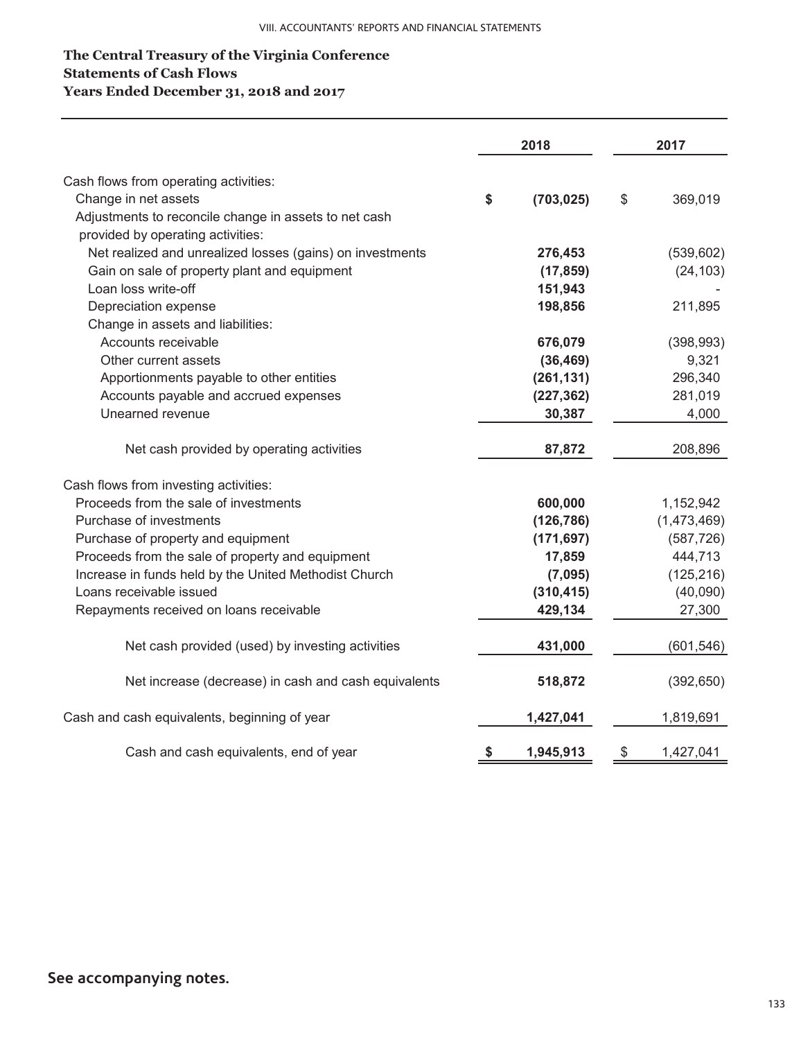# The Central Treasury of the Virginia Conference
## Statements of Cash Flows
## Years Ended December 31, 2018 and 2017

| | 2018 | 2017 |
|---|---|---|
| Cash flows from operating activities: | | |
| Change in net assets | $ (703,025) | $ 369,019 |
| Adjustments to reconcile change in assets to net cash provided by operating activities: | | |
| Net realized and unrealized losses (gains) on investments | 276,453 | (539,602) |
| Gain on sale of property plant and equipment | (17,859) | (24,103) |
| Loan loss write-off | 151,943 | - |
| Depreciation expense | 198,856 | 211,895 |
| Change in assets and liabilities: | | |
| Accounts receivable | 676,079 | (398,993) |
| Other current assets | (36,469) | 9,321 |
| Apportionments payable to other entities | (261,131) | 296,340 |
| Accounts payable and accrued expenses | (227,362) | 281,019 |
| Unearned revenue | 30,387 | 4,000 |
| Net cash provided by operating activities | 87,872 | 208,896 |
| Cash flows from investing activities: | | |
| Proceeds from the sale of investments | 600,000 | 1,152,942 |
| Purchase of investments | (126,786) | (1,473,469) |
| Purchase of property and equipment | (171,697) | (587,726) |
| Proceeds from the sale of property and equipment | 17,859 | 444,713 |
| Increase in funds held by the United Methodist Church | (7,095) | (125,216) |
| Loans receivable issued | (310,415) | (40,090) |
| Repayments received on loans receivable | 429,134 | 27,300 |
| Net cash provided (used) by investing activities | 431,000 | (601,546) |
| Net increase (decrease) in cash and cash equivalents | 518,872 | (392,650) |
| Cash and cash equivalents, beginning of year | 1,427,041 | 1,819,691 |
| Cash and cash equivalents, end of year | $ 1,945,913 | $ 1,427,041 |

See accompanying notes.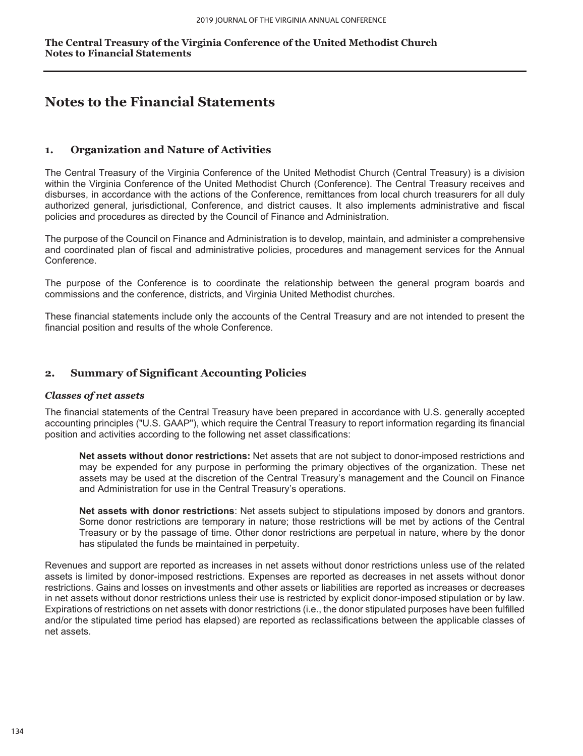# Notes to the Financial Statements

## 1. Organization and Nature of Activities

The Central Treasury of the Virginia Conference of the United Methodist Church (Central Treasury) is a division within the Virginia Conference of the United Methodist Church (Conference). The Central Treasury receives and disburses, in accordance with the actions of the Conference, remittances from local church treasurers for all duly authorized general, jurisdictional, Conference, and district causes. It also implements administrative and fiscal policies and procedures as directed by the Council of Finance and Administration.

The purpose of the Council on Finance and Administration is to develop, maintain, and administer a comprehensive and coordinated plan of fiscal and administrative policies, procedures and management services for the Annual Conference.

The purpose of the Conference is to coordinate the relationship between the general program boards and commissions and the conference, districts, and Virginia United Methodist churches.

These financial statements include only the accounts of the Central Treasury and are not intended to present the financial position and results of the whole Conference.

## 2. Summary of Significant Accounting Policies

### *Classes of net assets*

The financial statements of the Central Treasury have been prepared in accordance with U.S. generally accepted accounting principles ("U.S. GAAP"), which require the Central Treasury to report information regarding its financial position and activities according to the following net asset classifications:

> **Net assets without donor restrictions:** Net assets that are not subject to donor-imposed restrictions and may be expended for any purpose in performing the primary objectives of the organization. These net assets may be used at the discretion of the Central Treasury's management and the Council on Finance and Administration for use in the Central Treasury's operations.
>
> **Net assets with donor restrictions**: Net assets subject to stipulations imposed by donors and grantors. Some donor restrictions are temporary in nature; those restrictions will be met by actions of the Central Treasury or by the passage of time. Other donor restrictions are perpetual in nature, where by the donor has stipulated the funds be maintained in perpetuity.

Revenues and support are reported as increases in net assets without donor restrictions unless use of the related assets is limited by donor-imposed restrictions. Expenses are reported as decreases in net assets without donor restrictions. Gains and losses on investments and other assets or liabilities are reported as increases or decreases in net assets without donor restrictions unless their use is restricted by explicit donor-imposed stipulation or by law. Expirations of restrictions on net assets with donor restrictions (i.e., the donor stipulated purposes have been fulfilled and/or the stipulated time period has elapsed) are reported as reclassifications between the applicable classes of net assets.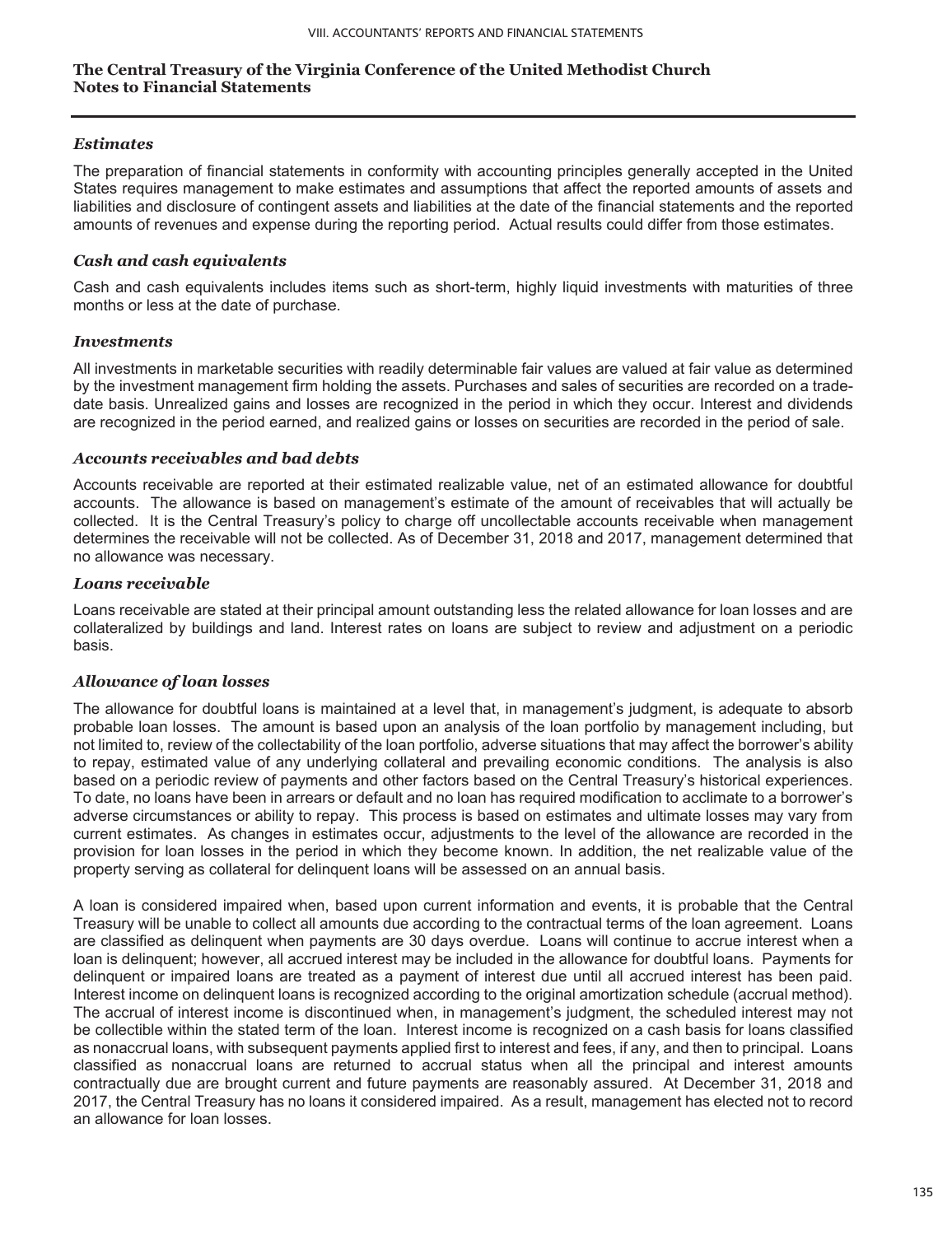**The Central Treasury of the Virginia Conference of the United Methodist Church**
**Notes to Financial Statements**

### *Estimates*

The preparation of financial statements in conformity with accounting principles generally accepted in the United States requires management to make estimates and assumptions that affect the reported amounts of assets and liabilities and disclosure of contingent assets and liabilities at the date of the financial statements and the reported amounts of revenues and expense during the reporting period. Actual results could differ from those estimates.

### *Cash and cash equivalents*

Cash and cash equivalents includes items such as short-term, highly liquid investments with maturities of three months or less at the date of purchase.

### *Investments*

All investments in marketable securities with readily determinable fair values are valued at fair value as determined by the investment management firm holding the assets. Purchases and sales of securities are recorded on a trade-date basis. Unrealized gains and losses are recognized in the period in which they occur. Interest and dividends are recognized in the period earned, and realized gains or losses on securities are recorded in the period of sale.

### *Accounts receivables and bad debts*

Accounts receivable are reported at their estimated realizable value, net of an estimated allowance for doubtful accounts. The allowance is based on management's estimate of the amount of receivables that will actually be collected. It is the Central Treasury's policy to charge off uncollectable accounts receivable when management determines the receivable will not be collected. As of December 31, 2018 and 2017, management determined that no allowance was necessary.

### *Loans receivable*

Loans receivable are stated at their principal amount outstanding less the related allowance for loan losses and are collateralized by buildings and land. Interest rates on loans are subject to review and adjustment on a periodic basis.

### *Allowance of loan losses*

The allowance for doubtful loans is maintained at a level that, in management's judgment, is adequate to absorb probable loan losses. The amount is based upon an analysis of the loan portfolio by management including, but not limited to, review of the collectability of the loan portfolio, adverse situations that may affect the borrower's ability to repay, estimated value of any underlying collateral and prevailing economic conditions. The analysis is also based on a periodic review of payments and other factors based on the Central Treasury's historical experiences. To date, no loans have been in arrears or default and no loan has required modification to acclimate to a borrower's adverse circumstances or ability to repay. This process is based on estimates and ultimate losses may vary from current estimates. As changes in estimates occur, adjustments to the level of the allowance are recorded in the provision for loan losses in the period in which they become known. In addition, the net realizable value of the property serving as collateral for delinquent loans will be assessed on an annual basis.

A loan is considered impaired when, based upon current information and events, it is probable that the Central Treasury will be unable to collect all amounts due according to the contractual terms of the loan agreement. Loans are classified as delinquent when payments are 30 days overdue. Loans will continue to accrue interest when a loan is delinquent; however, all accrued interest may be included in the allowance for doubtful loans. Payments for delinquent or impaired loans are treated as a payment of interest due until all accrued interest has been paid. Interest income on delinquent loans is recognized according to the original amortization schedule (accrual method). The accrual of interest income is discontinued when, in management's judgment, the scheduled interest may not be collectible within the stated term of the loan. Interest income is recognized on a cash basis for loans classified as nonaccrual loans, with subsequent payments applied first to interest and fees, if any, and then to principal. Loans classified as nonaccrual loans are returned to accrual status when all the principal and interest amounts contractually due are brought current and future payments are reasonably assured. At December 31, 2018 and 2017, the Central Treasury has no loans it considered impaired. As a result, management has elected not to record an allowance for loan losses.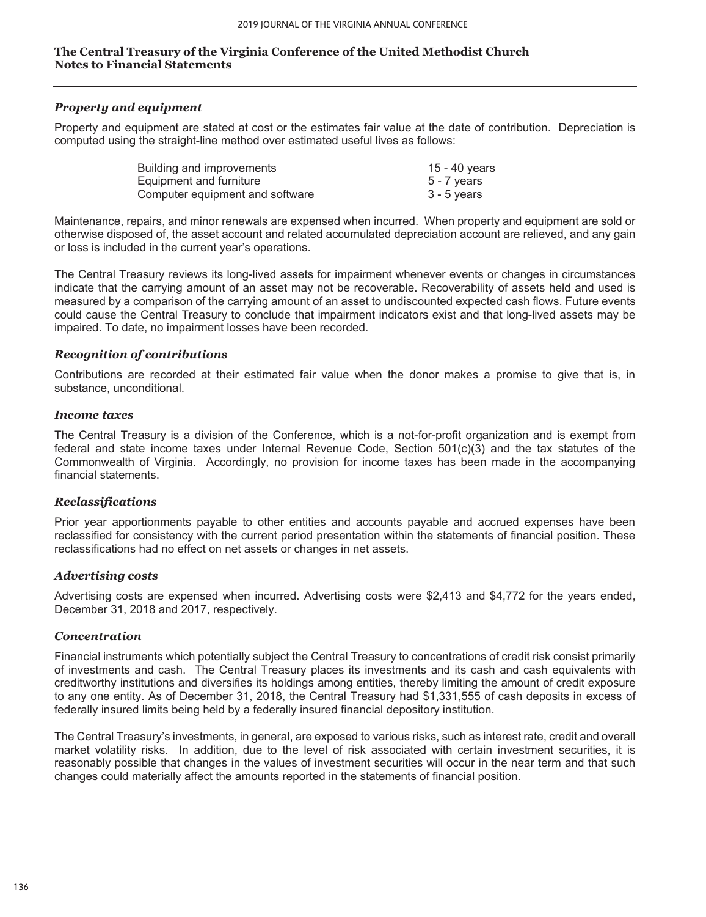**The Central Treasury of the Virginia Conference of the United Methodist Church**
**Notes to Financial Statements**

### *Property and equipment*

Property and equipment are stated at cost or the estimates fair value at the date of contribution. Depreciation is computed using the straight-line method over estimated useful lives as follows:

| | |
|---|---|
| Building and improvements | 15 - 40 years |
| Equipment and furniture | 5 - 7 years |
| Computer equipment and software | 3 - 5 years |

Maintenance, repairs, and minor renewals are expensed when incurred. When property and equipment are sold or otherwise disposed of, the asset account and related accumulated depreciation account are relieved, and any gain or loss is included in the current year's operations.

The Central Treasury reviews its long-lived assets for impairment whenever events or changes in circumstances indicate that the carrying amount of an asset may not be recoverable. Recoverability of assets held and used is measured by a comparison of the carrying amount of an asset to undiscounted expected cash flows. Future events could cause the Central Treasury to conclude that impairment indicators exist and that long-lived assets may be impaired. To date, no impairment losses have been recorded.

### *Recognition of contributions*

Contributions are recorded at their estimated fair value when the donor makes a promise to give that is, in substance, unconditional.

### *Income taxes*

The Central Treasury is a division of the Conference, which is a not-for-profit organization and is exempt from federal and state income taxes under Internal Revenue Code, Section 501(c)(3) and the tax statutes of the Commonwealth of Virginia. Accordingly, no provision for income taxes has been made in the accompanying financial statements.

### *Reclassifications*

Prior year apportionments payable to other entities and accounts payable and accrued expenses have been reclassified for consistency with the current period presentation within the statements of financial position. These reclassifications had no effect on net assets or changes in net assets.

### *Advertising costs*

Advertising costs are expensed when incurred. Advertising costs were $2,413 and $4,772 for the years ended, December 31, 2018 and 2017, respectively.

### *Concentration*

Financial instruments which potentially subject the Central Treasury to concentrations of credit risk consist primarily of investments and cash. The Central Treasury places its investments and its cash and cash equivalents with creditworthy institutions and diversifies its holdings among entities, thereby limiting the amount of credit exposure to any one entity. As of December 31, 2018, the Central Treasury had $1,331,555 of cash deposits in excess of federally insured limits being held by a federally insured financial depository institution.

The Central Treasury's investments, in general, are exposed to various risks, such as interest rate, credit and overall market volatility risks. In addition, due to the level of risk associated with certain investment securities, it is reasonably possible that changes in the values of investment securities will occur in the near term and that such changes could materially affect the amounts reported in the statements of financial position.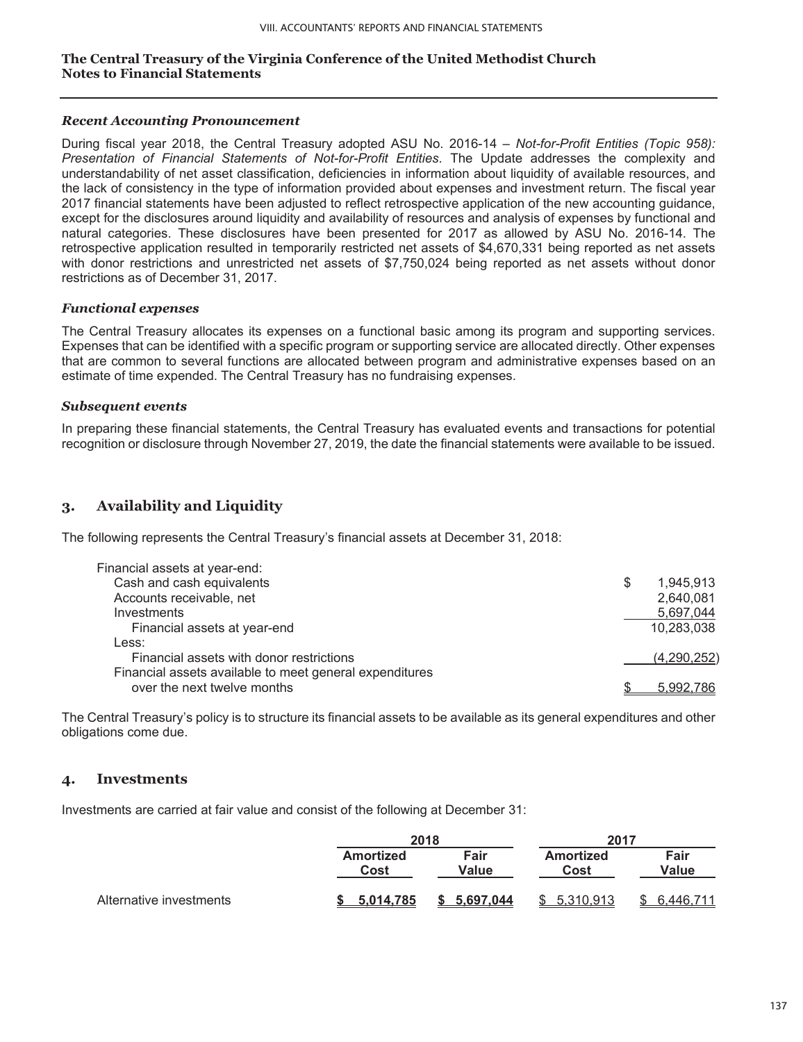**The Central Treasury of the Virginia Conference of the United Methodist Church**
**Notes to Financial Statements**

***Recent Accounting Pronouncement***

During fiscal year 2018, the Central Treasury adopted ASU No. 2016-14 – *Not-for-Profit Entities (Topic 958): Presentation of Financial Statements of Not-for-Profit Entities*. The Update addresses the complexity and understandability of net asset classification, deficiencies in information about liquidity of available resources, and the lack of consistency in the type of information provided about expenses and investment return. The fiscal year 2017 financial statements have been adjusted to reflect retrospective application of the new accounting guidance, except for the disclosures around liquidity and availability of resources and analysis of expenses by functional and natural categories. These disclosures have been presented for 2017 as allowed by ASU No. 2016-14. The retrospective application resulted in temporarily restricted net assets of $4,670,331 being reported as net assets with donor restrictions and unrestricted net assets of $7,750,024 being reported as net assets without donor restrictions as of December 31, 2017.

***Functional expenses***

The Central Treasury allocates its expenses on a functional basic among its program and supporting services. Expenses that can be identified with a specific program or supporting service are allocated directly. Other expenses that are common to several functions are allocated between program and administrative expenses based on an estimate of time expended. The Central Treasury has no fundraising expenses.

***Subsequent events***

In preparing these financial statements, the Central Treasury has evaluated events and transactions for potential recognition or disclosure through November 27, 2019, the date the financial statements were available to be issued.

## 3. Availability and Liquidity

The following represents the Central Treasury's financial assets at December 31, 2018:

| | |
|---|---|
| Financial assets at year-end: | |
| Cash and cash equivalents | $ 1,945,913 |
| Accounts receivable, net | 2,640,081 |
| Investments | 5,697,044 |
| Financial assets at year-end | 10,283,038 |
| Less: | |
| Financial assets with donor restrictions | (4,290,252) |
| Financial assets available to meet general expenditures over the next twelve months | $ 5,992,786 |

The Central Treasury's policy is to structure its financial assets to be available as its general expenditures and other obligations come due.

## 4. Investments

Investments are carried at fair value and consist of the following at December 31:

| | 2018 | | 2017 | |
|---|---|---|---|---|
| | Amortized Cost | Fair Value | Amortized Cost | Fair Value |
| Alternative investments | **$ 5,014,785** | **$ 5,697,044** | $ 5,310,913 | $ 6,446,711 |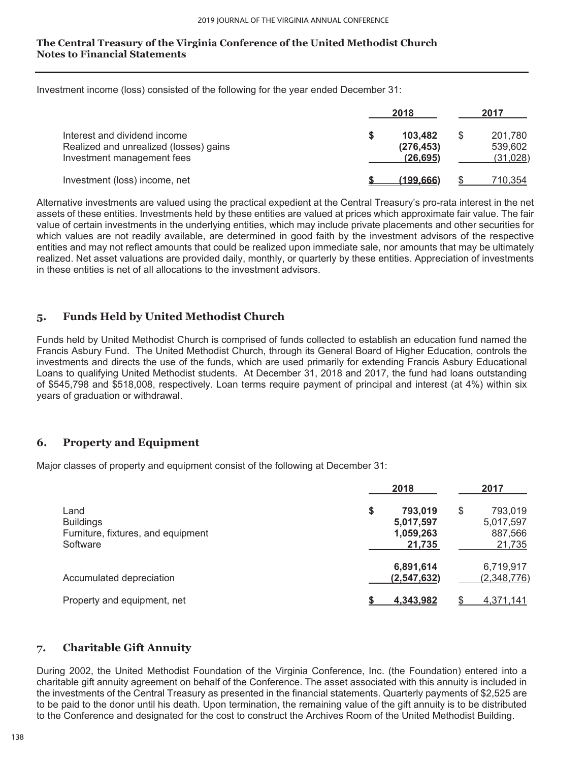**The Central Treasury of the Virginia Conference of the United Methodist Church**
**Notes to Financial Statements**

Investment income (loss) consisted of the following for the year ended December 31:

| | 2018 | 2017 |
|---|---|---|
| Interest and dividend income | $ 103,482 | $ 201,780 |
| Realized and unrealized (losses) gains | (276,453) | 539,602 |
| Investment management fees | (26,695) | (31,028) |
| Investment (loss) income, net | $ (199,666) | $ 710,354 |

Alternative investments are valued using the practical expedient at the Central Treasury's pro-rata interest in the net assets of these entities. Investments held by these entities are valued at prices which approximate fair value. The fair value of certain investments in the underlying entities, which may include private placements and other securities for which values are not readily available, are determined in good faith by the investment advisors of the respective entities and may not reflect amounts that could be realized upon immediate sale, nor amounts that may be ultimately realized. Net asset valuations are provided daily, monthly, or quarterly by these entities. Appreciation of investments in these entities is net of all allocations to the investment advisors.

## 5. Funds Held by United Methodist Church

Funds held by United Methodist Church is comprised of funds collected to establish an education fund named the Francis Asbury Fund. The United Methodist Church, through its General Board of Higher Education, controls the investments and directs the use of the funds, which are used primarily for extending Francis Asbury Educational Loans to qualifying United Methodist students. At December 31, 2018 and 2017, the fund had loans outstanding of $545,798 and $518,008, respectively. Loan terms require payment of principal and interest (at 4%) within six years of graduation or withdrawal.

## 6. Property and Equipment

Major classes of property and equipment consist of the following at December 31:

| | 2018 | 2017 |
|---|---|---|
| Land | $ 793,019 | $ 793,019 |
| Buildings | 5,017,597 | 5,017,597 |
| Furniture, fixtures, and equipment | 1,059,263 | 887,566 |
| Software | 21,735 | 21,735 |
| | 6,891,614 | 6,719,917 |
| Accumulated depreciation | (2,547,632) | (2,348,776) |
| Property and equipment, net | $ 4,343,982 | $ 4,371,141 |

## 7. Charitable Gift Annuity

During 2002, the United Methodist Foundation of the Virginia Conference, Inc. (the Foundation) entered into a charitable gift annuity agreement on behalf of the Conference. The asset associated with this annuity is included in the investments of the Central Treasury as presented in the financial statements. Quarterly payments of $2,525 are to be paid to the donor until his death. Upon termination, the remaining value of the gift annuity is to be distributed to the Conference and designated for the cost to construct the Archives Room of the United Methodist Building.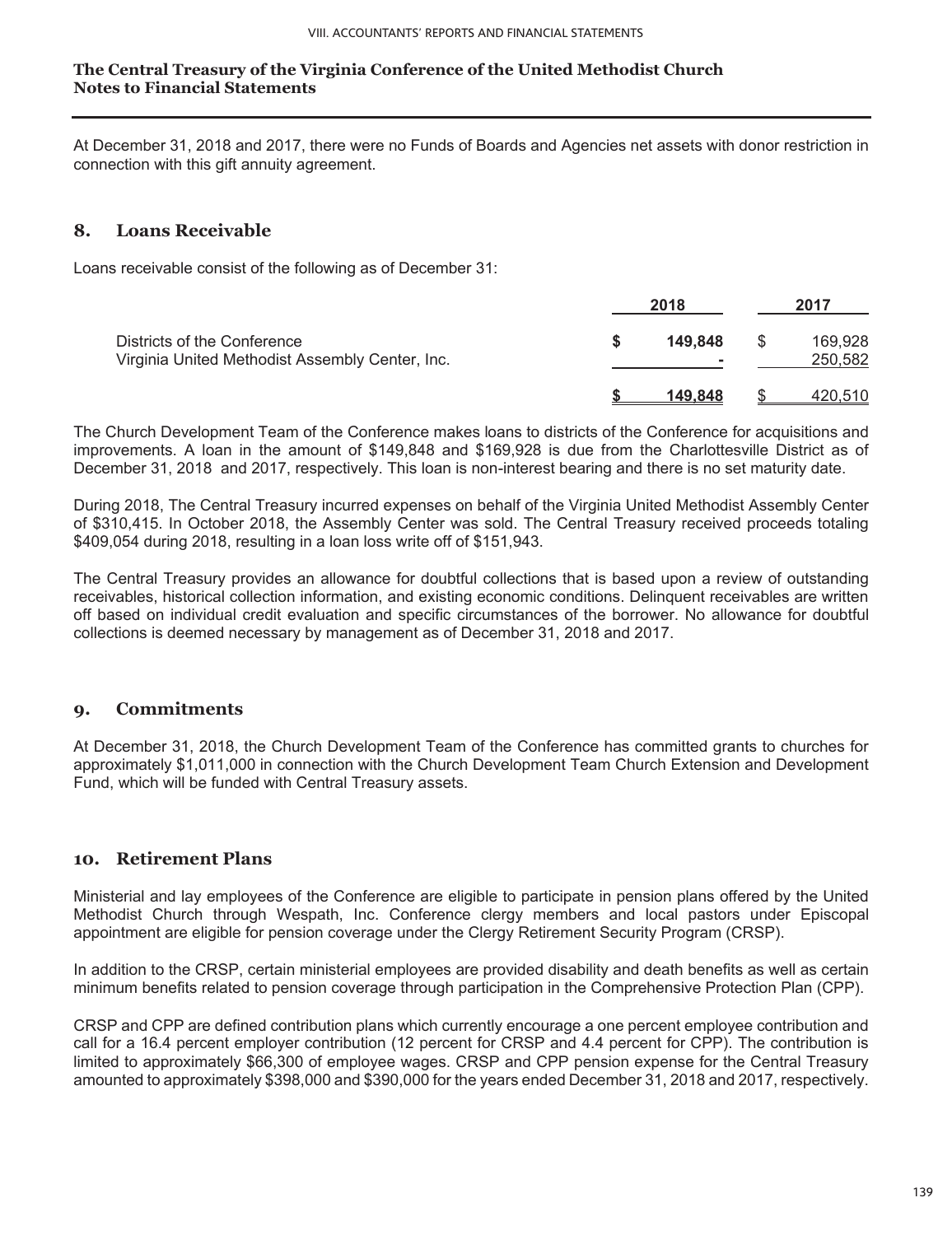**The Central Treasury of the Virginia Conference of the United Methodist Church**
**Notes to Financial Statements**

At December 31, 2018 and 2017, there were no Funds of Boards and Agencies net assets with donor restriction in connection with this gift annuity agreement.

## 8. Loans Receivable

Loans receivable consist of the following as of December 31:

| | 2018 | 2017 |
|---|---|---|
| Districts of the Conference | $ **149,848** | $ 169,928 |
| Virginia United Methodist Assembly Center, Inc. | **-** | 250,582 |
| | $ **149,848** | $ 420,510 |

The Church Development Team of the Conference makes loans to districts of the Conference for acquisitions and improvements. A loan in the amount of $149,848 and $169,928 is due from the Charlottesville District as of December 31, 2018 and 2017, respectively. This loan is non-interest bearing and there is no set maturity date.

During 2018, The Central Treasury incurred expenses on behalf of the Virginia United Methodist Assembly Center of $310,415. In October 2018, the Assembly Center was sold. The Central Treasury received proceeds totaling $409,054 during 2018, resulting in a loan loss write off of $151,943.

The Central Treasury provides an allowance for doubtful collections that is based upon a review of outstanding receivables, historical collection information, and existing economic conditions. Delinquent receivables are written off based on individual credit evaluation and specific circumstances of the borrower. No allowance for doubtful collections is deemed necessary by management as of December 31, 2018 and 2017.

## 9. Commitments

At December 31, 2018, the Church Development Team of the Conference has committed grants to churches for approximately $1,011,000 in connection with the Church Development Team Church Extension and Development Fund, which will be funded with Central Treasury assets.

## 10. Retirement Plans

Ministerial and lay employees of the Conference are eligible to participate in pension plans offered by the United Methodist Church through Wespath, Inc. Conference clergy members and local pastors under Episcopal appointment are eligible for pension coverage under the Clergy Retirement Security Program (CRSP).

In addition to the CRSP, certain ministerial employees are provided disability and death benefits as well as certain minimum benefits related to pension coverage through participation in the Comprehensive Protection Plan (CPP).

CRSP and CPP are defined contribution plans which currently encourage a one percent employee contribution and call for a 16.4 percent employer contribution (12 percent for CRSP and 4.4 percent for CPP). The contribution is limited to approximately $66,300 of employee wages. CRSP and CPP pension expense for the Central Treasury amounted to approximately $398,000 and $390,000 for the years ended December 31, 2018 and 2017, respectively.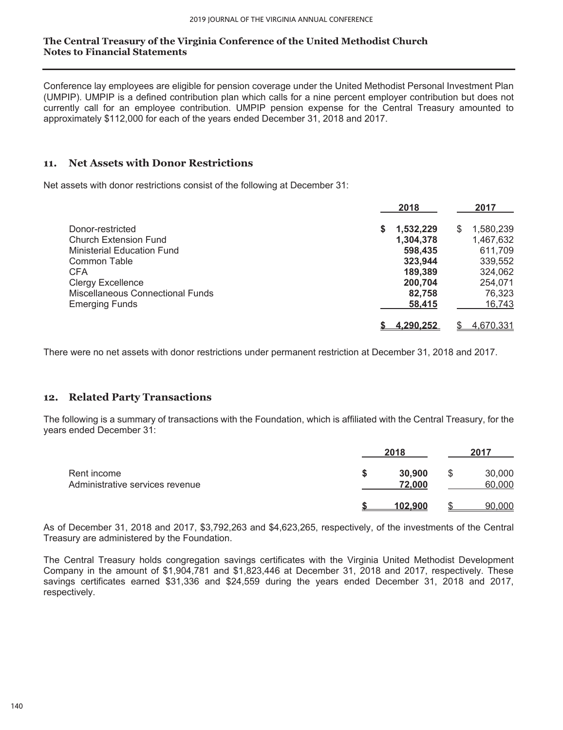## The Central Treasury of the Virginia Conference of the United Methodist Church
## Notes to Financial Statements

Conference lay employees are eligible for pension coverage under the United Methodist Personal Investment Plan (UMPIP). UMPIP is a defined contribution plan which calls for a nine percent employer contribution but does not currently call for an employee contribution. UMPIP pension expense for the Central Treasury amounted to approximately $112,000 for each of the years ended December 31, 2018 and 2017.

### 11. Net Assets with Donor Restrictions

Net assets with donor restrictions consist of the following at December 31:

| | 2018 | 2017 |
|---|---|---|
| Donor-restricted | **$ 1,532,229** | $ 1,580,239 |
| Church Extension Fund | **1,304,378** | 1,467,632 |
| Ministerial Education Fund | **598,435** | 611,709 |
| Common Table | **323,944** | 339,552 |
| CFA | **189,389** | 324,062 |
| Clergy Excellence | **200,704** | 254,071 |
| Miscellaneous Connectional Funds | **82,758** | 76,323 |
| Emerging Funds | **58,415** | 16,743 |
| | **$ 4,290,252** | $ 4,670,331 |

There were no net assets with donor restrictions under permanent restriction at December 31, 2018 and 2017.

### 12. Related Party Transactions

The following is a summary of transactions with the Foundation, which is affiliated with the Central Treasury, for the years ended December 31:

| | 2018 | 2017 |
|---|---|---|
| Rent income | **$ 30,900** | $ 30,000 |
| Administrative services revenue | **72,000** | 60,000 |
| | **$ 102,900** | $ 90,000 |

As of December 31, 2018 and 2017, $3,792,263 and $4,623,265, respectively, of the investments of the Central Treasury are administered by the Foundation.

The Central Treasury holds congregation savings certificates with the Virginia United Methodist Development Company in the amount of $1,904,781 and $1,823,446 at December 31, 2018 and 2017, respectively. These savings certificates earned $31,336 and $24,559 during the years ended December 31, 2018 and 2017, respectively.